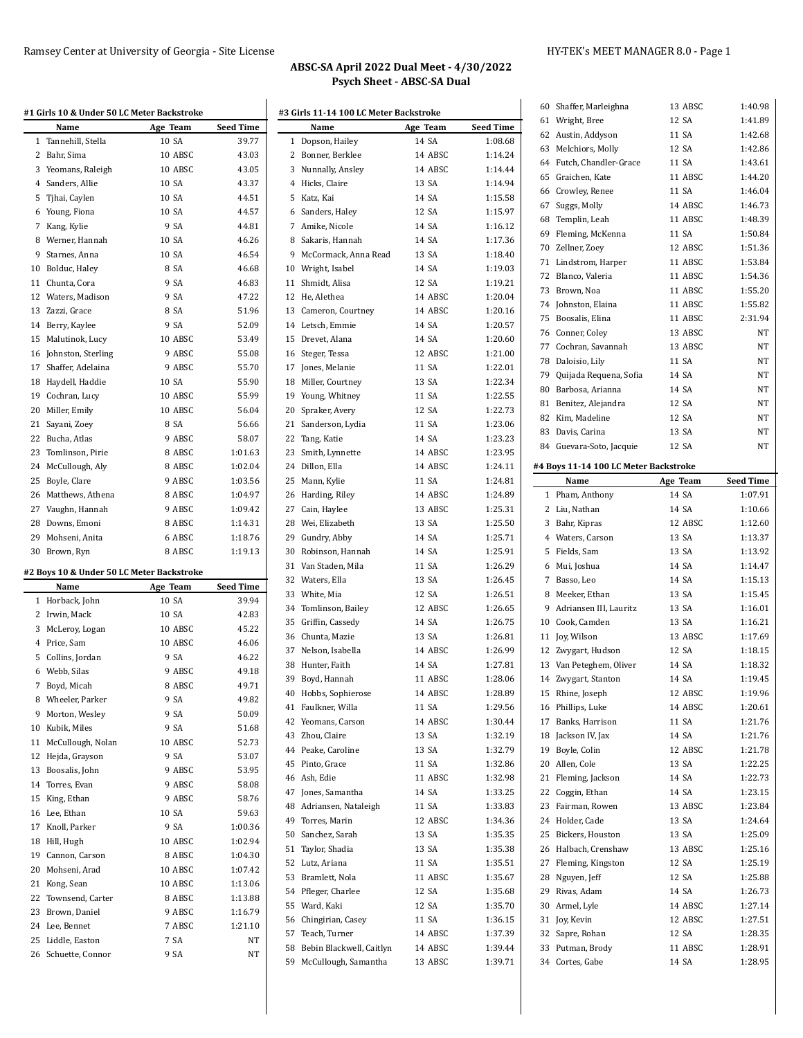## ABSC-SA April 2022 Dual Meet - 4/30/2022

### Psych Sheet - ABSC-SA Dual

#### #1 Girls 10 & Under 50 LC Meter Backstroke

| | Name | Age | Team | Seed Time |
|---|---|---|---|---|
| 1 | Tannehill, Stella | 10 | SA | 39.77 |
| 2 | Bahr, Sima | 10 | ABSC | 43.03 |
| 3 | Yeomans, Raleigh | 10 | ABSC | 43.05 |
| 4 | Sanders, Allie | 10 | SA | 43.37 |
| 5 | Tjhai, Caylen | 10 | SA | 44.51 |
| 6 | Young, Fiona | 10 | SA | 44.57 |
| 7 | Kang, Kylie | 9 | SA | 44.81 |
| 8 | Werner, Hannah | 10 | SA | 46.26 |
| 9 | Starnes, Anna | 10 | SA | 46.54 |
| 10 | Bolduc, Haley | 8 | SA | 46.68 |
| 11 | Chunta, Cora | 9 | SA | 46.83 |
| 12 | Waters, Madison | 9 | SA | 47.22 |
| 13 | Zazzi, Grace | 8 | SA | 51.96 |
| 14 | Berry, Kaylee | 9 | SA | 52.09 |
| 15 | Malutinok, Lucy | 10 | ABSC | 53.49 |
| 16 | Johnston, Sterling | 9 | ABSC | 55.08 |
| 17 | Shaffer, Adelaina | 9 | ABSC | 55.70 |
| 18 | Haydell, Haddie | 10 | SA | 55.90 |
| 19 | Cochran, Lucy | 10 | ABSC | 55.99 |
| 20 | Miller, Emily | 10 | ABSC | 56.04 |
| 21 | Sayani, Zoey | 8 | SA | 56.66 |
| 22 | Bucha, Atlas | 9 | ABSC | 58.07 |
| 23 | Tomlinson, Pirie | 8 | ABSC | 1:01.63 |
| 24 | McCullough, Aly | 8 | ABSC | 1:02.04 |
| 25 | Boyle, Clare | 9 | ABSC | 1:03.56 |
| 26 | Matthews, Athena | 8 | ABSC | 1:04.97 |
| 27 | Vaughn, Hannah | 9 | ABSC | 1:09.42 |
| 28 | Downs, Emoni | 8 | ABSC | 1:14.31 |
| 29 | Mohseni, Anita | 6 | ABSC | 1:18.76 |
| 30 | Brown, Ryn | 8 | ABSC | 1:19.13 |

#### #2 Boys 10 & Under 50 LC Meter Backstroke

| | Name | Age | Team | Seed Time |
|---|---|---|---|---|
| 1 | Horback, John | 10 | SA | 39.94 |
| 2 | Irwin, Mack | 10 | SA | 42.83 |
| 3 | McLeroy, Logan | 10 | ABSC | 45.22 |
| 4 | Price, Sam | 10 | ABSC | 46.06 |
| 5 | Collins, Jordan | 9 | SA | 46.22 |
| 6 | Webb, Silas | 9 | ABSC | 49.18 |
| 7 | Boyd, Micah | 8 | ABSC | 49.71 |
| 8 | Wheeler, Parker | 9 | SA | 49.82 |
| 9 | Morton, Wesley | 9 | SA | 50.09 |
| 10 | Kubik, Miles | 9 | SA | 51.68 |
| 11 | McCullough, Nolan | 10 | ABSC | 52.73 |
| 12 | Hejda, Grayson | 9 | SA | 53.07 |
| 13 | Boosalis, John | 9 | ABSC | 53.95 |
| 14 | Torres, Evan | 9 | ABSC | 58.08 |
| 15 | King, Ethan | 9 | ABSC | 58.76 |
| 16 | Lee, Ethan | 10 | SA | 59.63 |
| 17 | Knoll, Parker | 9 | SA | 1:00.36 |
| 18 | Hill, Hugh | 10 | ABSC | 1:02.94 |
| 19 | Cannon, Carson | 8 | ABSC | 1:04.30 |
| 20 | Mohseni, Arad | 10 | ABSC | 1:07.42 |
| 21 | Kong, Sean | 10 | ABSC | 1:13.06 |
| 22 | Townsend, Carter | 8 | ABSC | 1:13.88 |
| 23 | Brown, Daniel | 9 | ABSC | 1:16.79 |
| 24 | Lee, Bennet | 7 | ABSC | 1:21.10 |
| 25 | Liddle, Easton | 7 | SA | NT |
| 26 | Schuette, Connor | 9 | SA | NT |

#### #3 Girls 11-14 100 LC Meter Backstroke

| | Name | Age | Team | Seed Time |
|---|---|---|---|---|
| 1 | Dopson, Hailey | 14 | SA | 1:08.68 |
| 2 | Bonner, Berklee | 14 | ABSC | 1:14.24 |
| 3 | Nunnally, Ansley | 14 | ABSC | 1:14.44 |
| 4 | Hicks, Claire | 13 | SA | 1:14.94 |
| 5 | Katz, Kai | 14 | SA | 1:15.58 |
| 6 | Sanders, Haley | 12 | SA | 1:15.97 |
| 7 | Amike, Nicole | 14 | SA | 1:16.12 |
| 8 | Sakaris, Hannah | 14 | SA | 1:17.36 |
| 9 | McCormack, Anna Read | 13 | SA | 1:18.40 |
| 10 | Wright, Isabel | 14 | SA | 1:19.03 |
| 11 | Shmidt, Alisa | 12 | SA | 1:19.21 |
| 12 | He, Alethea | 14 | ABSC | 1:20.04 |
| 13 | Cameron, Courtney | 14 | ABSC | 1:20.16 |
| 14 | Letsch, Emmie | 14 | SA | 1:20.57 |
| 15 | Drevet, Alana | 14 | SA | 1:20.60 |
| 16 | Steger, Tessa | 12 | ABSC | 1:21.00 |
| 17 | Jones, Melanie | 11 | SA | 1:22.01 |
| 18 | Miller, Courtney | 13 | SA | 1:22.34 |
| 19 | Young, Whitney | 11 | SA | 1:22.55 |
| 20 | Spraker, Avery | 12 | SA | 1:22.73 |
| 21 | Sanderson, Lydia | 11 | SA | 1:23.06 |
| 22 | Tang, Katie | 14 | SA | 1:23.23 |
| 23 | Smith, Lynnette | 14 | ABSC | 1:23.95 |
| 24 | Dillon, Ella | 14 | ABSC | 1:24.11 |
| 25 | Mann, Kylie | 11 | SA | 1:24.81 |
| 26 | Harding, Riley | 14 | ABSC | 1:24.89 |
| 27 | Cain, Haylee | 13 | ABSC | 1:25.31 |
| 28 | Wei, Elizabeth | 13 | SA | 1:25.50 |
| 29 | Gundry, Abby | 14 | SA | 1:25.71 |
| 30 | Robinson, Hannah | 14 | SA | 1:25.91 |
| 31 | Van Staden, Mila | 11 | SA | 1:26.29 |
| 32 | Waters, Ella | 13 | SA | 1:26.45 |
| 33 | White, Mia | 12 | SA | 1:26.51 |
| 34 | Tomlinson, Bailey | 12 | ABSC | 1:26.65 |
| 35 | Griffin, Cassedy | 14 | SA | 1:26.75 |
| 36 | Chunta, Mazie | 13 | SA | 1:26.81 |
| 37 | Nelson, Isabella | 14 | ABSC | 1:26.99 |
| 38 | Hunter, Faith | 14 | SA | 1:27.81 |
| 39 | Boyd, Hannah | 11 | ABSC | 1:28.06 |
| 40 | Hobbs, Sophierose | 14 | ABSC | 1:28.89 |
| 41 | Faulkner, Willa | 11 | SA | 1:29.56 |
| 42 | Yeomans, Carson | 14 | ABSC | 1:30.44 |
| 43 | Zhou, Claire | 13 | SA | 1:32.19 |
| 44 | Peake, Caroline | 13 | SA | 1:32.79 |
| 45 | Pinto, Grace | 11 | SA | 1:32.86 |
| 46 | Ash, Edie | 11 | ABSC | 1:32.98 |
| 47 | Jones, Samantha | 14 | SA | 1:33.25 |
| 48 | Adriansen, Nataleigh | 11 | SA | 1:33.83 |
| 49 | Torres, Marin | 12 | ABSC | 1:34.36 |
| 50 | Sanchez, Sarah | 13 | SA | 1:35.35 |
| 51 | Taylor, Shadia | 13 | SA | 1:35.38 |
| 52 | Lutz, Ariana | 11 | SA | 1:35.51 |
| 53 | Bramlett, Nola | 11 | ABSC | 1:35.67 |
| 54 | Pfleger, Charlee | 12 | SA | 1:35.68 |
| 55 | Ward, Kaki | 12 | SA | 1:35.70 |
| 56 | Chingirian, Casey | 11 | SA | 1:36.15 |
| 57 | Teach, Turner | 14 | ABSC | 1:37.39 |
| 58 | Bebin Blackwell, Caitlyn | 14 | ABSC | 1:39.44 |
| 59 | McCullough, Samantha | 13 | ABSC | 1:39.71 |
| 60 | Shaffer, Marleighna | 13 | ABSC | 1:40.98 |
| 61 | Wright, Bree | 12 | SA | 1:41.89 |
| 62 | Austin, Addyson | 11 | SA | 1:42.68 |
| 63 | Melchiors, Molly | 12 | SA | 1:42.86 |
| 64 | Futch, Chandler-Grace | 11 | SA | 1:43.61 |
| 65 | Graichen, Kate | 11 | ABSC | 1:44.20 |
| 66 | Crowley, Renee | 11 | SA | 1:46.04 |
| 67 | Suggs, Molly | 14 | ABSC | 1:46.73 |
| 68 | Templin, Leah | 11 | ABSC | 1:48.39 |
| 69 | Fleming, McKenna | 11 | SA | 1:50.84 |
| 70 | Zellner, Zoey | 12 | ABSC | 1:51.36 |
| 71 | Lindstrom, Harper | 11 | ABSC | 1:53.84 |
| 72 | Blanco, Valeria | 11 | ABSC | 1:54.36 |
| 73 | Brown, Noa | 11 | ABSC | 1:55.20 |
| 74 | Johnston, Elaina | 11 | ABSC | 1:55.82 |
| 75 | Boosalis, Elina | 11 | ABSC | 2:31.94 |
| 76 | Conner, Coley | 13 | ABSC | NT |
| 77 | Cochran, Savannah | 13 | ABSC | NT |
| 78 | Daloisio, Lily | 11 | SA | NT |
| 79 | Quijada Requena, Sofia | 14 | SA | NT |
| 80 | Barbosa, Arianna | 14 | SA | NT |
| 81 | Benitez, Alejandra | 12 | SA | NT |
| 82 | Kim, Madeline | 12 | SA | NT |
| 83 | Davis, Carina | 13 | SA | NT |
| 84 | Guevara-Soto, Jacquie | 12 | SA | NT |

#### #4 Boys 11-14 100 LC Meter Backstroke

| | Name | Age | Team | Seed Time |
|---|---|---|---|---|
| 1 | Pham, Anthony | 14 | SA | 1:07.91 |
| 2 | Liu, Nathan | 14 | SA | 1:10.66 |
| 3 | Bahr, Kipras | 12 | ABSC | 1:12.60 |
| 4 | Waters, Carson | 13 | SA | 1:13.37 |
| 5 | Fields, Sam | 13 | SA | 1:13.92 |
| 6 | Mui, Joshua | 14 | SA | 1:14.47 |
| 7 | Basso, Leo | 14 | SA | 1:15.13 |
| 8 | Meeker, Ethan | 13 | SA | 1:15.45 |
| 9 | Adriansen III, Lauritz | 13 | SA | 1:16.01 |
| 10 | Cook, Camden | 13 | SA | 1:16.21 |
| 11 | Joy, Wilson | 13 | ABSC | 1:17.69 |
| 12 | Zwygart, Hudson | 12 | SA | 1:18.15 |
| 13 | Van Peteghem, Oliver | 14 | SA | 1:18.32 |
| 14 | Zwygart, Stanton | 14 | SA | 1:19.45 |
| 15 | Rhine, Joseph | 12 | ABSC | 1:19.96 |
| 16 | Phillips, Luke | 14 | ABSC | 1:20.61 |
| 17 | Banks, Harrison | 11 | SA | 1:21.76 |
| 18 | Jackson IV, Jax | 14 | SA | 1:21.76 |
| 19 | Boyle, Colin | 12 | ABSC | 1:21.78 |
| 20 | Allen, Cole | 13 | SA | 1:22.25 |
| 21 | Fleming, Jackson | 14 | SA | 1:22.73 |
| 22 | Coggin, Ethan | 14 | SA | 1:23.15 |
| 23 | Fairman, Rowen | 13 | ABSC | 1:23.84 |
| 24 | Holder, Cade | 13 | SA | 1:24.64 |
| 25 | Bickers, Houston | 13 | SA | 1:25.09 |
| 26 | Halbach, Crenshaw | 13 | ABSC | 1:25.16 |
| 27 | Fleming, Kingston | 12 | SA | 1:25.19 |
| 28 | Nguyen, Jeff | 12 | SA | 1:25.88 |
| 29 | Rivas, Adam | 14 | SA | 1:26.73 |
| 30 | Armel, Lyle | 14 | ABSC | 1:27.14 |
| 31 | Joy, Kevin | 12 | ABSC | 1:27.51 |
| 32 | Sapre, Rohan | 12 | SA | 1:28.35 |
| 33 | Putman, Brody | 11 | ABSC | 1:28.91 |
| 34 | Cortes, Gabe | 14 | SA | 1:28.95 |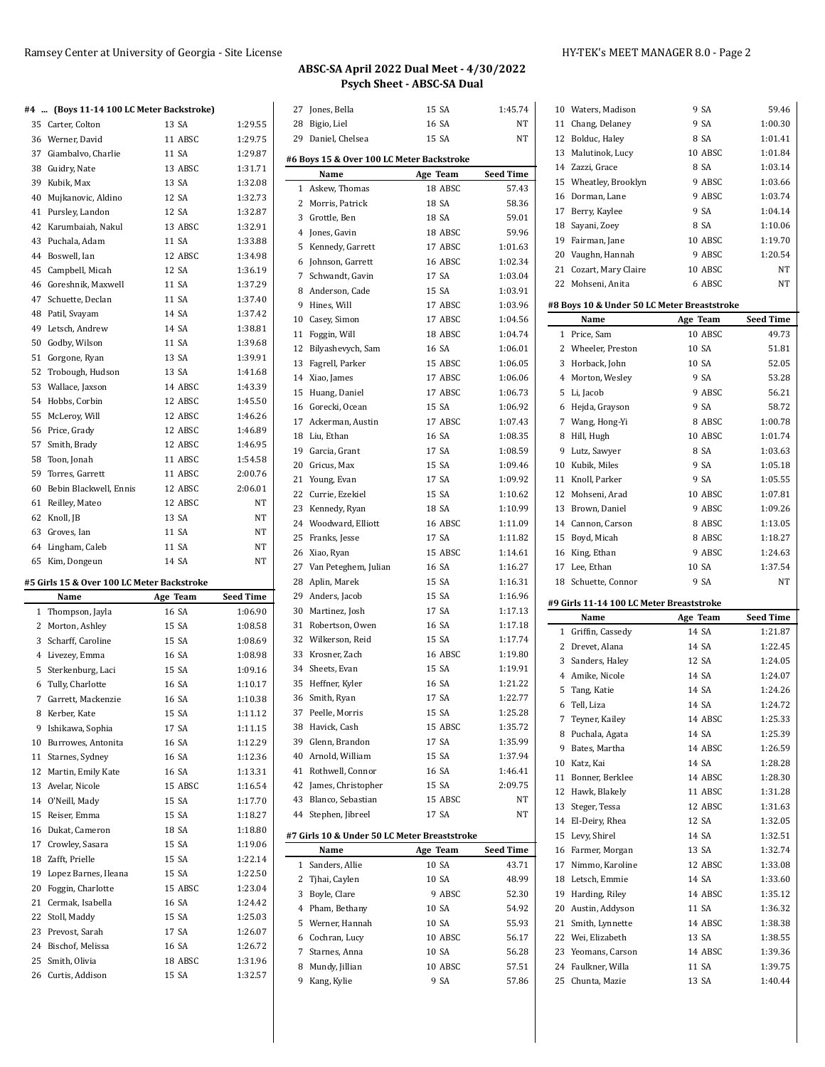## ABSC-SA April 2022 Dual Meet - 4/30/2022
### Psych Sheet - ABSC-SA Dual

#### #4 ... (Boys 11-14 100 LC Meter Backstroke)

| | Name | Age | Team | Seed Time |
|---|---|---|---|---|
| 35 | Carter, Colton | 13 | SA | 1:29.55 |
| 36 | Werner, David | 11 | ABSC | 1:29.75 |
| 37 | Giambalvo, Charlie | 11 | SA | 1:29.87 |
| 38 | Guidry, Nate | 13 | ABSC | 1:31.71 |
| 39 | Kubik, Max | 13 | SA | 1:32.08 |
| 40 | Mujkanovic, Aldino | 12 | SA | 1:32.73 |
| 41 | Pursley, Landon | 12 | SA | 1:32.87 |
| 42 | Karumbaiah, Nakul | 13 | ABSC | 1:32.91 |
| 43 | Puchala, Adam | 11 | SA | 1:33.88 |
| 44 | Boswell, Ian | 12 | ABSC | 1:34.98 |
| 45 | Campbell, Micah | 12 | SA | 1:36.19 |
| 46 | Goreshnik, Maxwell | 11 | SA | 1:37.29 |
| 47 | Schuette, Declan | 11 | SA | 1:37.40 |
| 48 | Patil, Svayam | 14 | SA | 1:37.42 |
| 49 | Letsch, Andrew | 14 | SA | 1:38.81 |
| 50 | Godby, Wilson | 11 | SA | 1:39.68 |
| 51 | Gorgone, Ryan | 13 | SA | 1:39.91 |
| 52 | Trobough, Hudson | 13 | SA | 1:41.68 |
| 53 | Wallace, Jaxson | 14 | ABSC | 1:43.39 |
| 54 | Hobbs, Corbin | 12 | ABSC | 1:45.50 |
| 55 | McLeroy, Will | 12 | ABSC | 1:46.26 |
| 56 | Price, Grady | 12 | ABSC | 1:46.89 |
| 57 | Smith, Brady | 12 | ABSC | 1:46.95 |
| 58 | Toon, Jonah | 11 | ABSC | 1:54.58 |
| 59 | Torres, Garrett | 11 | ABSC | 2:00.76 |
| 60 | Bebin Blackwell, Ennis | 12 | ABSC | 2:06.01 |
| 61 | Reilley, Mateo | 12 | ABSC | NT |
| 62 | Knoll, JB | 13 | SA | NT |
| 63 | Groves, Ian | 11 | SA | NT |
| 64 | Lingham, Caleb | 11 | SA | NT |
| 65 | Kim, Dongeun | 14 | SA | NT |

#### #5 Girls 15 & Over 100 LC Meter Backstroke

| | Name | Age | Team | Seed Time |
|---|---|---|---|---|
| 1 | Thompson, Jayla | 16 | SA | 1:06.90 |
| 2 | Morton, Ashley | 15 | SA | 1:08.58 |
| 3 | Scharff, Caroline | 15 | SA | 1:08.69 |
| 4 | Livezey, Emma | 16 | SA | 1:08.98 |
| 5 | Sterkenburg, Laci | 15 | SA | 1:09.16 |
| 6 | Tully, Charlotte | 16 | SA | 1:10.17 |
| 7 | Garrett, Mackenzie | 16 | SA | 1:10.38 |
| 8 | Kerber, Kate | 15 | SA | 1:11.12 |
| 9 | Ishikawa, Sophia | 17 | SA | 1:11.15 |
| 10 | Burrowes, Antonita | 16 | SA | 1:12.29 |
| 11 | Starnes, Sydney | 16 | SA | 1:12.36 |
| 12 | Martin, Emily Kate | 16 | SA | 1:13.31 |
| 13 | Avelar, Nicole | 15 | ABSC | 1:16.54 |
| 14 | O'Neill, Mady | 15 | SA | 1:17.70 |
| 15 | Reiser, Emma | 15 | SA | 1:18.27 |
| 16 | Dukat, Cameron | 18 | SA | 1:18.80 |
| 17 | Crowley, Sasara | 15 | SA | 1:19.06 |
| 18 | Zafft, Prielle | 15 | SA | 1:22.14 |
| 19 | Lopez Barnes, Ileana | 15 | SA | 1:22.50 |
| 20 | Foggin, Charlotte | 15 | ABSC | 1:23.04 |
| 21 | Cermak, Isabella | 16 | SA | 1:24.42 |
| 22 | Stoll, Maddy | 15 | SA | 1:25.03 |
| 23 | Prevost, Sarah | 17 | SA | 1:26.07 |
| 24 | Bischof, Melissa | 16 | SA | 1:26.72 |
| 25 | Smith, Olivia | 18 | ABSC | 1:31.96 |
| 26 | Curtis, Addison | 15 | SA | 1:32.57 |
| 27 | Jones, Bella | 15 | SA | 1:45.74 |
| 28 | Bigio, Liel | 16 | SA | NT |
| 29 | Daniel, Chelsea | 15 | SA | NT |

#### #6 Boys 15 & Over 100 LC Meter Backstroke

| | Name | Age | Team | Seed Time |
|---|---|---|---|---|
| 1 | Askew, Thomas | 18 | ABSC | 57.43 |
| 2 | Morris, Patrick | 18 | SA | 58.36 |
| 3 | Grottle, Ben | 18 | SA | 59.01 |
| 4 | Jones, Gavin | 18 | ABSC | 59.96 |
| 5 | Kennedy, Garrett | 17 | ABSC | 1:01.63 |
| 6 | Johnson, Garrett | 16 | ABSC | 1:02.34 |
| 7 | Schwandt, Gavin | 17 | SA | 1:03.04 |
| 8 | Anderson, Cade | 15 | SA | 1:03.91 |
| 9 | Hines, Will | 17 | ABSC | 1:03.96 |
| 10 | Casey, Simon | 17 | ABSC | 1:04.56 |
| 11 | Foggin, Will | 18 | ABSC | 1:04.74 |
| 12 | Bilyashevych, Sam | 16 | SA | 1:06.01 |
| 13 | Fagrell, Parker | 15 | ABSC | 1:06.05 |
| 14 | Xiao, James | 17 | ABSC | 1:06.06 |
| 15 | Huang, Daniel | 17 | ABSC | 1:06.73 |
| 16 | Gorecki, Ocean | 15 | SA | 1:06.92 |
| 17 | Ackerman, Austin | 17 | ABSC | 1:07.43 |
| 18 | Liu, Ethan | 16 | SA | 1:08.35 |
| 19 | Garcia, Grant | 17 | SA | 1:08.59 |
| 20 | Gricus, Max | 15 | SA | 1:09.46 |
| 21 | Young, Evan | 17 | SA | 1:09.92 |
| 22 | Currie, Ezekiel | 15 | SA | 1:10.62 |
| 23 | Kennedy, Ryan | 18 | SA | 1:10.99 |
| 24 | Woodward, Elliott | 16 | ABSC | 1:11.09 |
| 25 | Franks, Jesse | 17 | SA | 1:11.82 |
| 26 | Xiao, Ryan | 15 | ABSC | 1:14.61 |
| 27 | Van Peteghem, Julian | 16 | SA | 1:16.27 |
| 28 | Aplin, Marek | 15 | SA | 1:16.31 |
| 29 | Anders, Jacob | 15 | SA | 1:16.96 |
| 30 | Martinez, Josh | 17 | SA | 1:17.13 |
| 31 | Robertson, Owen | 16 | SA | 1:17.18 |
| 32 | Wilkerson, Reid | 15 | SA | 1:17.74 |
| 33 | Krosner, Zach | 16 | ABSC | 1:19.80 |
| 34 | Sheets, Evan | 15 | SA | 1:19.91 |
| 35 | Heffner, Kyler | 16 | SA | 1:21.22 |
| 36 | Smith, Ryan | 17 | SA | 1:22.77 |
| 37 | Peelle, Morris | 15 | SA | 1:25.28 |
| 38 | Havick, Cash | 15 | ABSC | 1:35.72 |
| 39 | Glenn, Brandon | 17 | SA | 1:35.99 |
| 40 | Arnold, William | 15 | SA | 1:37.94 |
| 41 | Rothwell, Connor | 16 | SA | 1:46.41 |
| 42 | James, Christopher | 15 | SA | 2:09.75 |
| 43 | Blanco, Sebastian | 15 | ABSC | NT |
| 44 | Stephen, Jibreel | 17 | SA | NT |

#### #7 Girls 10 & Under 50 LC Meter Breaststroke

| | Name | Age | Team | Seed Time |
|---|---|---|---|---|
| 1 | Sanders, Allie | 10 | SA | 43.71 |
| 2 | Tjhai, Caylen | 10 | SA | 48.99 |
| 3 | Boyle, Clare | 9 | ABSC | 52.30 |
| 4 | Pham, Bethany | 10 | SA | 54.92 |
| 5 | Werner, Hannah | 10 | SA | 55.93 |
| 6 | Cochran, Lucy | 10 | ABSC | 56.17 |
| 7 | Starnes, Anna | 10 | SA | 56.28 |
| 8 | Mundy, Jillian | 10 | ABSC | 57.51 |
| 9 | Kang, Kylie | 9 | SA | 57.86 |
| 10 | Waters, Madison | 9 | SA | 59.46 |
| 11 | Chang, Delaney | 9 | SA | 1:00.30 |
| 12 | Bolduc, Haley | 8 | SA | 1:01.41 |
| 13 | Malutinok, Lucy | 10 | ABSC | 1:01.84 |
| 14 | Zazzi, Grace | 8 | SA | 1:03.14 |
| 15 | Wheatley, Brooklyn | 9 | ABSC | 1:03.66 |
| 16 | Dorman, Lane | 9 | ABSC | 1:03.74 |
| 17 | Berry, Kaylee | 9 | SA | 1:04.14 |
| 18 | Sayani, Zoey | 8 | SA | 1:10.06 |
| 19 | Fairman, Jane | 10 | ABSC | 1:19.70 |
| 20 | Vaughn, Hannah | 9 | ABSC | 1:20.54 |
| 21 | Cozart, Mary Claire | 10 | ABSC | NT |
| 22 | Mohseni, Anita | 6 | ABSC | NT |

#### #8 Boys 10 & Under 50 LC Meter Breaststroke

| | Name | Age | Team | Seed Time |
|---|---|---|---|---|
| 1 | Price, Sam | 10 | ABSC | 49.73 |
| 2 | Wheeler, Preston | 10 | SA | 51.81 |
| 3 | Horback, John | 10 | SA | 52.05 |
| 4 | Morton, Wesley | 9 | SA | 53.28 |
| 5 | Li, Jacob | 9 | ABSC | 56.21 |
| 6 | Hejda, Grayson | 9 | SA | 58.72 |
| 7 | Wang, Hong-Yi | 8 | ABSC | 1:00.78 |
| 8 | Hill, Hugh | 10 | ABSC | 1:01.74 |
| 9 | Lutz, Sawyer | 8 | SA | 1:03.63 |
| 10 | Kubik, Miles | 9 | SA | 1:05.18 |
| 11 | Knoll, Parker | 9 | SA | 1:05.55 |
| 12 | Mohseni, Arad | 10 | ABSC | 1:07.81 |
| 13 | Brown, Daniel | 9 | ABSC | 1:09.26 |
| 14 | Cannon, Carson | 8 | ABSC | 1:13.05 |
| 15 | Boyd, Micah | 8 | ABSC | 1:18.27 |
| 16 | King, Ethan | 9 | ABSC | 1:24.63 |
| 17 | Lee, Ethan | 10 | SA | 1:37.54 |
| 18 | Schuette, Connor | 9 | SA | NT |

#### #9 Girls 11-14 100 LC Meter Breaststroke

| | Name | Age | Team | Seed Time |
|---|---|---|---|---|
| 1 | Griffin, Cassedy | 14 | SA | 1:21.87 |
| 2 | Drevet, Alana | 14 | SA | 1:22.45 |
| 3 | Sanders, Haley | 12 | SA | 1:24.05 |
| 4 | Amike, Nicole | 14 | SA | 1:24.07 |
| 5 | Tang, Katie | 14 | SA | 1:24.26 |
| 6 | Tell, Liza | 14 | SA | 1:24.72 |
| 7 | Teyner, Kailey | 14 | ABSC | 1:25.33 |
| 8 | Puchala, Agata | 14 | SA | 1:25.39 |
| 9 | Bates, Martha | 14 | ABSC | 1:26.59 |
| 10 | Katz, Kai | 14 | SA | 1:28.28 |
| 11 | Bonner, Berklee | 14 | ABSC | 1:28.30 |
| 12 | Hawk, Blakely | 11 | ABSC | 1:31.28 |
| 13 | Steger, Tessa | 12 | ABSC | 1:31.63 |
| 14 | El-Deiry, Rhea | 12 | SA | 1:32.05 |
| 15 | Levy, Shirel | 14 | SA | 1:32.51 |
| 16 | Farmer, Morgan | 13 | SA | 1:32.74 |
| 17 | Nimmo, Karoline | 12 | ABSC | 1:33.08 |
| 18 | Letsch, Emmie | 14 | SA | 1:33.60 |
| 19 | Harding, Riley | 14 | ABSC | 1:35.12 |
| 20 | Austin, Addyson | 11 | SA | 1:36.32 |
| 21 | Smith, Lynnette | 14 | ABSC | 1:38.38 |
| 22 | Wei, Elizabeth | 13 | SA | 1:38.55 |
| 23 | Yeomans, Carson | 14 | ABSC | 1:39.36 |
| 24 | Faulkner, Willa | 11 | SA | 1:39.75 |
| 25 | Chunta, Mazie | 13 | SA | 1:40.44 |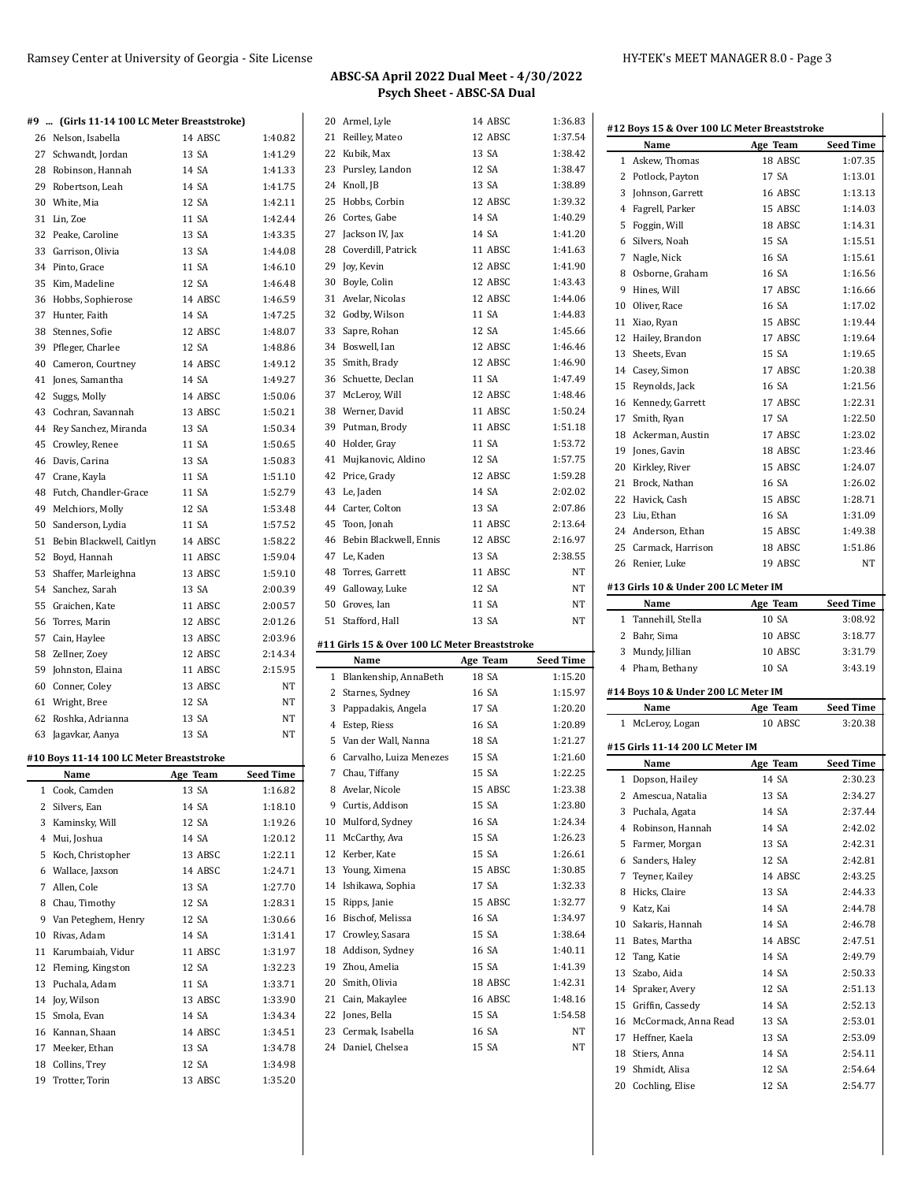## ABSC-SA April 2022 Dual Meet - 4/30/2022
### Psych Sheet - ABSC-SA Dual

#### #9 ... (Girls 11-14 100 LC Meter Breaststroke)

| | Name | Age | Team | Seed Time |
|---|---|---|---|---|
| 26 | Nelson, Isabella | 14 | ABSC | 1:40.82 |
| 27 | Schwandt, Jordan | 13 | SA | 1:41.29 |
| 28 | Robinson, Hannah | 14 | SA | 1:41.33 |
| 29 | Robertson, Leah | 14 | SA | 1:41.75 |
| 30 | White, Mia | 12 | SA | 1:42.11 |
| 31 | Lin, Zoe | 11 | SA | 1:42.44 |
| 32 | Peake, Caroline | 13 | SA | 1:43.35 |
| 33 | Garrison, Olivia | 13 | SA | 1:44.08 |
| 34 | Pinto, Grace | 11 | SA | 1:46.10 |
| 35 | Kim, Madeline | 12 | SA | 1:46.48 |
| 36 | Hobbs, Sophierose | 14 | ABSC | 1:46.59 |
| 37 | Hunter, Faith | 14 | SA | 1:47.25 |
| 38 | Stennes, Sofie | 12 | ABSC | 1:48.07 |
| 39 | Pfleger, Charlee | 12 | SA | 1:48.86 |
| 40 | Cameron, Courtney | 14 | ABSC | 1:49.12 |
| 41 | Jones, Samantha | 14 | SA | 1:49.27 |
| 42 | Suggs, Molly | 14 | ABSC | 1:50.06 |
| 43 | Cochran, Savannah | 13 | ABSC | 1:50.21 |
| 44 | Rey Sanchez, Miranda | 13 | SA | 1:50.34 |
| 45 | Crowley, Renee | 11 | SA | 1:50.65 |
| 46 | Davis, Carina | 13 | SA | 1:50.83 |
| 47 | Crane, Kayla | 11 | SA | 1:51.10 |
| 48 | Futch, Chandler-Grace | 11 | SA | 1:52.79 |
| 49 | Melchiors, Molly | 12 | SA | 1:53.48 |
| 50 | Sanderson, Lydia | 11 | SA | 1:57.52 |
| 51 | Bebin Blackwell, Caitlyn | 14 | ABSC | 1:58.22 |
| 52 | Boyd, Hannah | 11 | ABSC | 1:59.04 |
| 53 | Shaffer, Marleighna | 13 | ABSC | 1:59.10 |
| 54 | Sanchez, Sarah | 13 | SA | 2:00.39 |
| 55 | Graichen, Kate | 11 | ABSC | 2:00.57 |
| 56 | Torres, Marin | 12 | ABSC | 2:01.26 |
| 57 | Cain, Haylee | 13 | ABSC | 2:03.96 |
| 58 | Zellner, Zoey | 12 | ABSC | 2:14.34 |
| 59 | Johnston, Elaina | 11 | ABSC | 2:15.95 |
| 60 | Conner, Coley | 13 | ABSC | NT |
| 61 | Wright, Bree | 12 | SA | NT |
| 62 | Roshka, Adrianna | 13 | SA | NT |
| 63 | Jagavkar, Aanya | 13 | SA | NT |

#### #10 Boys 11-14 100 LC Meter Breaststroke

| | Name | Age | Team | Seed Time |
|---|---|---|---|---|
| 1 | Cook, Camden | 13 | SA | 1:16.82 |
| 2 | Silvers, Ean | 14 | SA | 1:18.10 |
| 3 | Kaminsky, Will | 12 | SA | 1:19.26 |
| 4 | Mui, Joshua | 14 | SA | 1:20.12 |
| 5 | Koch, Christopher | 13 | ABSC | 1:22.11 |
| 6 | Wallace, Jaxson | 14 | ABSC | 1:24.71 |
| 7 | Allen, Cole | 13 | SA | 1:27.70 |
| 8 | Chau, Timothy | 12 | SA | 1:28.31 |
| 9 | Van Peteghem, Henry | 12 | SA | 1:30.66 |
| 10 | Rivas, Adam | 14 | SA | 1:31.41 |
| 11 | Karumbaiah, Vidur | 11 | ABSC | 1:31.97 |
| 12 | Fleming, Kingston | 12 | SA | 1:32.23 |
| 13 | Puchala, Adam | 11 | SA | 1:33.71 |
| 14 | Joy, Wilson | 13 | ABSC | 1:33.90 |
| 15 | Smola, Evan | 14 | SA | 1:34.34 |
| 16 | Kannan, Shaan | 14 | ABSC | 1:34.51 |
| 17 | Meeker, Ethan | 13 | SA | 1:34.78 |
| 18 | Collins, Trey | 12 | SA | 1:34.98 |
| 19 | Trotter, Torin | 13 | ABSC | 1:35.20 |
| 20 | Armel, Lyle | 14 | ABSC | 1:36.83 |
| 21 | Reilley, Mateo | 12 | ABSC | 1:37.54 |
| 22 | Kubik, Max | 13 | SA | 1:38.42 |
| 23 | Pursley, Landon | 12 | SA | 1:38.47 |
| 24 | Knoll, JB | 13 | SA | 1:38.89 |
| 25 | Hobbs, Corbin | 12 | ABSC | 1:39.32 |
| 26 | Cortes, Gabe | 14 | SA | 1:40.29 |
| 27 | Jackson IV, Jax | 14 | SA | 1:41.20 |
| 28 | Coverdill, Patrick | 11 | ABSC | 1:41.63 |
| 29 | Joy, Kevin | 12 | ABSC | 1:41.90 |
| 30 | Boyle, Colin | 12 | ABSC | 1:43.43 |
| 31 | Avelar, Nicolas | 12 | ABSC | 1:44.06 |
| 32 | Godby, Wilson | 11 | SA | 1:44.83 |
| 33 | Sapre, Rohan | 12 | SA | 1:45.66 |
| 34 | Boswell, Ian | 12 | ABSC | 1:46.46 |
| 35 | Smith, Brady | 12 | ABSC | 1:46.90 |
| 36 | Schuette, Declan | 11 | SA | 1:47.49 |
| 37 | McLeroy, Will | 12 | ABSC | 1:48.46 |
| 38 | Werner, David | 11 | ABSC | 1:50.24 |
| 39 | Putman, Brody | 11 | ABSC | 1:51.18 |
| 40 | Holder, Gray | 11 | SA | 1:53.72 |
| 41 | Mujkanovic, Aldino | 12 | SA | 1:57.75 |
| 42 | Price, Grady | 12 | ABSC | 1:59.28 |
| 43 | Le, Jaden | 14 | SA | 2:02.02 |
| 44 | Carter, Colton | 13 | SA | 2:07.86 |
| 45 | Toon, Jonah | 11 | ABSC | 2:13.64 |
| 46 | Bebin Blackwell, Ennis | 12 | ABSC | 2:16.97 |
| 47 | Le, Kaden | 13 | SA | 2:38.55 |
| 48 | Torres, Garrett | 11 | ABSC | NT |
| 49 | Galloway, Luke | 12 | SA | NT |
| 50 | Groves, Ian | 11 | SA | NT |
| 51 | Stafford, Hall | 13 | SA | NT |

#### #11 Girls 15 & Over 100 LC Meter Breaststroke

| | Name | Age | Team | Seed Time |
|---|---|---|---|---|
| 1 | Blankenship, AnnaBeth | 18 | SA | 1:15.20 |
| 2 | Starnes, Sydney | 16 | SA | 1:15.97 |
| 3 | Pappadakis, Angela | 17 | SA | 1:20.20 |
| 4 | Estep, Riess | 16 | SA | 1:20.89 |
| 5 | Van der Wall, Nanna | 18 | SA | 1:21.27 |
| 6 | Carvalho, Luiza Menezes | 15 | SA | 1:21.60 |
| 7 | Chau, Tiffany | 15 | SA | 1:22.25 |
| 8 | Avelar, Nicole | 15 | ABSC | 1:23.38 |
| 9 | Curtis, Addison | 15 | SA | 1:23.80 |
| 10 | Mulford, Sydney | 16 | SA | 1:24.34 |
| 11 | McCarthy, Ava | 15 | SA | 1:26.23 |
| 12 | Kerber, Kate | 15 | SA | 1:26.61 |
| 13 | Young, Ximena | 15 | ABSC | 1:30.85 |
| 14 | Ishikawa, Sophia | 17 | SA | 1:32.33 |
| 15 | Ripps, Janie | 15 | ABSC | 1:32.77 |
| 16 | Bischof, Melissa | 16 | SA | 1:34.97 |
| 17 | Crowley, Sasara | 15 | SA | 1:38.64 |
| 18 | Addison, Sydney | 16 | SA | 1:40.11 |
| 19 | Zhou, Amelia | 15 | SA | 1:41.39 |
| 20 | Smith, Olivia | 18 | ABSC | 1:42.31 |
| 21 | Cain, Makaylee | 16 | ABSC | 1:48.16 |
| 22 | Jones, Bella | 15 | SA | 1:54.58 |
| 23 | Cermak, Isabella | 16 | SA | NT |
| 24 | Daniel, Chelsea | 15 | SA | NT |

#### #12 Boys 15 & Over 100 LC Meter Breaststroke

| | Name | Age | Team | Seed Time |
|---|---|---|---|---|
| 1 | Askew, Thomas | 18 | ABSC | 1:07.35 |
| 2 | Potlock, Payton | 17 | SA | 1:13.01 |
| 3 | Johnson, Garrett | 16 | ABSC | 1:13.13 |
| 4 | Fagrell, Parker | 15 | ABSC | 1:14.03 |
| 5 | Foggin, Will | 18 | ABSC | 1:14.31 |
| 6 | Silvers, Noah | 15 | SA | 1:15.51 |
| 7 | Nagle, Nick | 16 | SA | 1:15.61 |
| 8 | Osborne, Graham | 16 | SA | 1:16.56 |
| 9 | Hines, Will | 17 | ABSC | 1:16.66 |
| 10 | Oliver, Race | 16 | SA | 1:17.02 |
| 11 | Xiao, Ryan | 15 | ABSC | 1:19.44 |
| 12 | Hailey, Brandon | 17 | ABSC | 1:19.64 |
| 13 | Sheets, Evan | 15 | SA | 1:19.65 |
| 14 | Casey, Simon | 17 | ABSC | 1:20.38 |
| 15 | Reynolds, Jack | 16 | SA | 1:21.56 |
| 16 | Kennedy, Garrett | 17 | ABSC | 1:22.31 |
| 17 | Smith, Ryan | 17 | SA | 1:22.50 |
| 18 | Ackerman, Austin | 17 | ABSC | 1:23.02 |
| 19 | Jones, Gavin | 18 | ABSC | 1:23.46 |
| 20 | Kirkley, River | 15 | ABSC | 1:24.07 |
| 21 | Brock, Nathan | 16 | SA | 1:26.02 |
| 22 | Havick, Cash | 15 | ABSC | 1:28.71 |
| 23 | Liu, Ethan | 16 | SA | 1:31.09 |
| 24 | Anderson, Ethan | 15 | ABSC | 1:49.38 |
| 25 | Carmack, Harrison | 18 | ABSC | 1:51.86 |
| 26 | Renier, Luke | 19 | ABSC | NT |

#### #13 Girls 10 & Under 200 LC Meter IM

| | Name | Age | Team | Seed Time |
|---|---|---|---|---|
| 1 | Tannehill, Stella | 10 | SA | 3:08.92 |
| 2 | Bahr, Sima | 10 | ABSC | 3:18.77 |
| 3 | Mundy, Jillian | 10 | ABSC | 3:31.79 |
| 4 | Pham, Bethany | 10 | SA | 3:43.19 |

#### #14 Boys 10 & Under 200 LC Meter IM

| | Name | Age | Team | Seed Time |
|---|---|---|---|---|
| 1 | McLeroy, Logan | 10 | ABSC | 3:20.38 |

#### #15 Girls 11-14 200 LC Meter IM

| | Name | Age | Team | Seed Time |
|---|---|---|---|---|
| 1 | Dopson, Hailey | 14 | SA | 2:30.23 |
| 2 | Amescua, Natalia | 13 | SA | 2:34.27 |
| 3 | Puchala, Agata | 14 | SA | 2:37.44 |
| 4 | Robinson, Hannah | 14 | SA | 2:42.02 |
| 5 | Farmer, Morgan | 13 | SA | 2:42.31 |
| 6 | Sanders, Haley | 12 | SA | 2:42.81 |
| 7 | Teyner, Kailey | 14 | ABSC | 2:43.25 |
| 8 | Hicks, Claire | 13 | SA | 2:44.33 |
| 9 | Katz, Kai | 14 | SA | 2:44.78 |
| 10 | Sakaris, Hannah | 14 | SA | 2:46.78 |
| 11 | Bates, Martha | 14 | ABSC | 2:47.51 |
| 12 | Tang, Katie | 14 | SA | 2:49.79 |
| 13 | Szabo, Aida | 14 | SA | 2:50.33 |
| 14 | Spraker, Avery | 12 | SA | 2:51.13 |
| 15 | Griffin, Cassedy | 14 | SA | 2:52.13 |
| 16 | McCormack, Anna Read | 13 | SA | 2:53.01 |
| 17 | Heffner, Kaela | 13 | SA | 2:53.09 |
| 18 | Stiers, Anna | 14 | SA | 2:54.11 |
| 19 | Shmidt, Alisa | 12 | SA | 2:54.64 |
| 20 | Cochling, Elise | 12 | SA | 2:54.77 |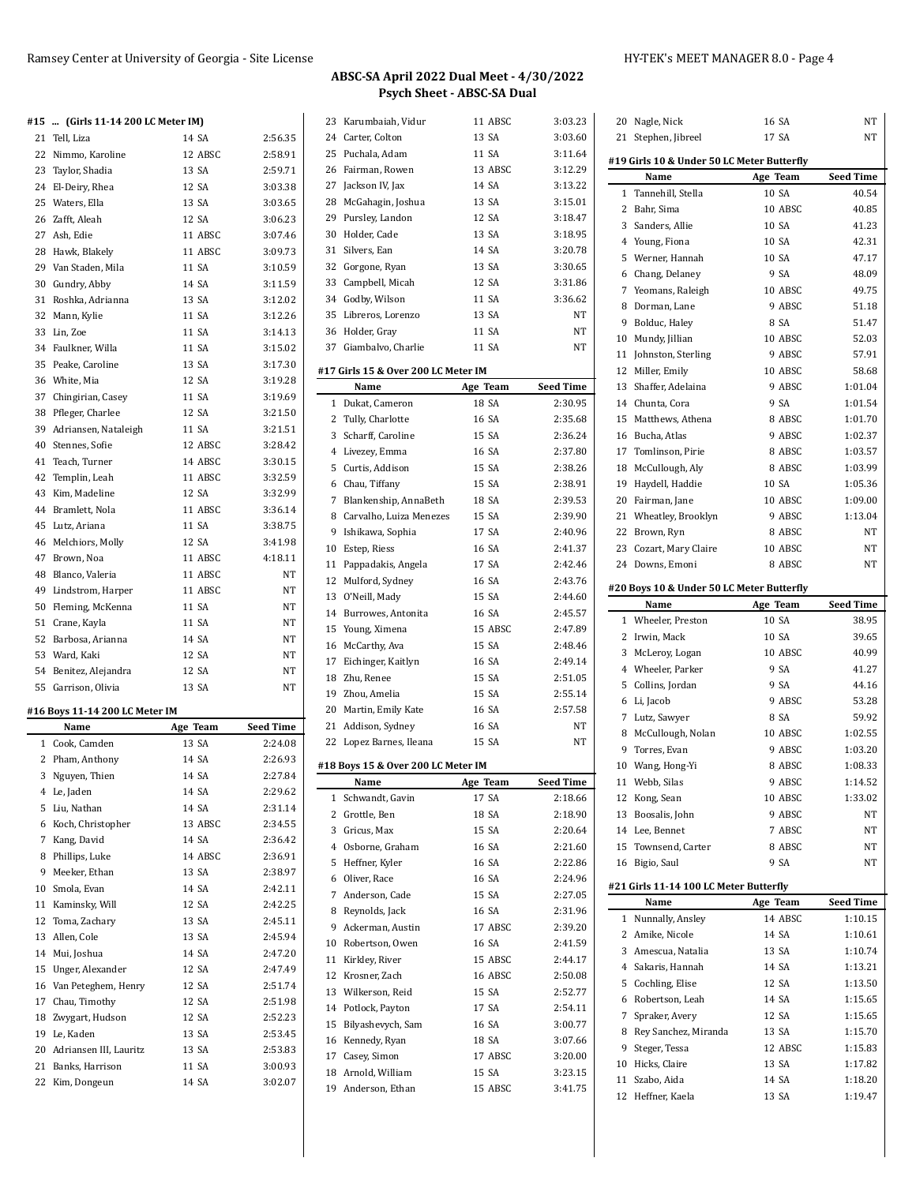## ABSC-SA April 2022 Dual Meet - 4/30/2022
### Psych Sheet - ABSC-SA Dual

#### #15 ... (Girls 11-14 200 LC Meter IM)

| | Name | Age | Team | Seed Time |
|---|---|---|---|---|
| 21 | Tell, Liza | 14 | SA | 2:56.35 |
| 22 | Nimmo, Karoline | 12 | ABSC | 2:58.91 |
| 23 | Taylor, Shadia | 13 | SA | 2:59.71 |
| 24 | El-Deiry, Rhea | 12 | SA | 3:03.38 |
| 25 | Waters, Ella | 13 | SA | 3:03.65 |
| 26 | Zafft, Aleah | 12 | SA | 3:06.23 |
| 27 | Ash, Edie | 11 | ABSC | 3:07.46 |
| 28 | Hawk, Blakely | 11 | ABSC | 3:09.73 |
| 29 | Van Staden, Mila | 11 | SA | 3:10.59 |
| 30 | Gundry, Abby | 14 | SA | 3:11.59 |
| 31 | Roshka, Adrianna | 13 | SA | 3:12.02 |
| 32 | Mann, Kylie | 11 | SA | 3:12.26 |
| 33 | Lin, Zoe | 11 | SA | 3:14.13 |
| 34 | Faulkner, Willa | 11 | SA | 3:15.02 |
| 35 | Peake, Caroline | 13 | SA | 3:17.30 |
| 36 | White, Mia | 12 | SA | 3:19.28 |
| 37 | Chingirian, Casey | 11 | SA | 3:19.69 |
| 38 | Pfleger, Charlee | 12 | SA | 3:21.50 |
| 39 | Adriansen, Nataleigh | 11 | SA | 3:21.51 |
| 40 | Stennes, Sofie | 12 | ABSC | 3:28.42 |
| 41 | Teach, Turner | 14 | ABSC | 3:30.15 |
| 42 | Templin, Leah | 11 | ABSC | 3:32.59 |
| 43 | Kim, Madeline | 12 | SA | 3:32.99 |
| 44 | Bramlett, Nola | 11 | ABSC | 3:36.14 |
| 45 | Lutz, Ariana | 11 | SA | 3:38.75 |
| 46 | Melchiors, Molly | 12 | SA | 3:41.98 |
| 47 | Brown, Noa | 11 | ABSC | 4:18.11 |
| 48 | Blanco, Valeria | 11 | ABSC | NT |
| 49 | Lindstrom, Harper | 11 | ABSC | NT |
| 50 | Fleming, McKenna | 11 | SA | NT |
| 51 | Crane, Kayla | 11 | SA | NT |
| 52 | Barbosa, Arianna | 14 | SA | NT |
| 53 | Ward, Kaki | 12 | SA | NT |
| 54 | Benitez, Alejandra | 12 | SA | NT |
| 55 | Garrison, Olivia | 13 | SA | NT |

#### #16 Boys 11-14 200 LC Meter IM

| | Name | Age | Team | Seed Time |
|---|---|---|---|---|
| 1 | Cook, Camden | 13 | SA | 2:24.08 |
| 2 | Pham, Anthony | 14 | SA | 2:26.93 |
| 3 | Nguyen, Thien | 14 | SA | 2:27.84 |
| 4 | Le, Jaden | 14 | SA | 2:29.62 |
| 5 | Liu, Nathan | 14 | SA | 2:31.14 |
| 6 | Koch, Christopher | 13 | ABSC | 2:34.55 |
| 7 | Kang, David | 14 | SA | 2:36.42 |
| 8 | Phillips, Luke | 14 | ABSC | 2:36.91 |
| 9 | Meeker, Ethan | 13 | SA | 2:38.97 |
| 10 | Smola, Evan | 14 | SA | 2:42.11 |
| 11 | Kaminsky, Will | 12 | SA | 2:42.25 |
| 12 | Toma, Zachary | 13 | SA | 2:45.11 |
| 13 | Allen, Cole | 13 | SA | 2:45.94 |
| 14 | Mui, Joshua | 14 | SA | 2:47.20 |
| 15 | Unger, Alexander | 12 | SA | 2:47.49 |
| 16 | Van Peteghem, Henry | 12 | SA | 2:51.74 |
| 17 | Chau, Timothy | 12 | SA | 2:51.98 |
| 18 | Zwygart, Hudson | 12 | SA | 2:52.23 |
| 19 | Le, Kaden | 13 | SA | 2:53.45 |
| 20 | Adriansen III, Lauritz | 13 | SA | 2:53.83 |
| 21 | Banks, Harrison | 11 | SA | 3:00.93 |
| 22 | Kim, Dongeun | 14 | SA | 3:02.07 |
| 23 | Karumbaiah, Vidur | 11 | ABSC | 3:03.23 |
| 24 | Carter, Colton | 13 | SA | 3:03.60 |
| 25 | Puchala, Adam | 11 | SA | 3:11.64 |
| 26 | Fairman, Rowen | 13 | ABSC | 3:12.29 |
| 27 | Jackson IV, Jax | 14 | SA | 3:13.22 |
| 28 | McGahagin, Joshua | 13 | SA | 3:15.01 |
| 29 | Pursley, Landon | 12 | SA | 3:18.47 |
| 30 | Holder, Cade | 13 | SA | 3:18.95 |
| 31 | Silvers, Ean | 14 | SA | 3:20.78 |
| 32 | Gorgone, Ryan | 13 | SA | 3:30.65 |
| 33 | Campbell, Micah | 12 | SA | 3:31.86 |
| 34 | Godby, Wilson | 11 | SA | 3:36.62 |
| 35 | Libreros, Lorenzo | 13 | SA | NT |
| 36 | Holder, Gray | 11 | SA | NT |
| 37 | Giambalvo, Charlie | 11 | SA | NT |

#### #17 Girls 15 & Over 200 LC Meter IM

| | Name | Age | Team | Seed Time |
|---|---|---|---|---|
| 1 | Dukat, Cameron | 18 | SA | 2:30.95 |
| 2 | Tully, Charlotte | 16 | SA | 2:35.68 |
| 3 | Scharff, Caroline | 15 | SA | 2:36.24 |
| 4 | Livezey, Emma | 16 | SA | 2:37.80 |
| 5 | Curtis, Addison | 15 | SA | 2:38.26 |
| 6 | Chau, Tiffany | 15 | SA | 2:38.91 |
| 7 | Blankenship, AnnaBeth | 18 | SA | 2:39.53 |
| 8 | Carvalho, Luiza Menezes | 15 | SA | 2:39.90 |
| 9 | Ishikawa, Sophia | 17 | SA | 2:40.96 |
| 10 | Estep, Riess | 16 | SA | 2:41.37 |
| 11 | Pappadakis, Angela | 17 | SA | 2:42.46 |
| 12 | Mulford, Sydney | 16 | SA | 2:43.76 |
| 13 | O'Neill, Mady | 15 | SA | 2:44.60 |
| 14 | Burrowes, Antonita | 16 | SA | 2:45.57 |
| 15 | Young, Ximena | 15 | ABSC | 2:47.89 |
| 16 | McCarthy, Ava | 15 | SA | 2:48.46 |
| 17 | Eichinger, Kaitlyn | 16 | SA | 2:49.14 |
| 18 | Zhu, Renee | 15 | SA | 2:51.05 |
| 19 | Zhou, Amelia | 15 | SA | 2:55.14 |
| 20 | Martin, Emily Kate | 16 | SA | 2:57.58 |
| 21 | Addison, Sydney | 16 | SA | NT |
| 22 | Lopez Barnes, Ileana | 15 | SA | NT |

#### #18 Boys 15 & Over 200 LC Meter IM

| | Name | Age | Team | Seed Time |
|---|---|---|---|---|
| 1 | Schwandt, Gavin | 17 | SA | 2:18.66 |
| 2 | Grottle, Ben | 18 | SA | 2:18.90 |
| 3 | Gricus, Max | 15 | SA | 2:20.64 |
| 4 | Osborne, Graham | 16 | SA | 2:21.60 |
| 5 | Heffner, Kyler | 16 | SA | 2:22.86 |
| 6 | Oliver, Race | 16 | SA | 2:24.96 |
| 7 | Anderson, Cade | 15 | SA | 2:27.05 |
| 8 | Reynolds, Jack | 16 | SA | 2:31.96 |
| 9 | Ackerman, Austin | 17 | ABSC | 2:39.20 |
| 10 | Robertson, Owen | 16 | SA | 2:41.59 |
| 11 | Kirkley, River | 15 | ABSC | 2:44.17 |
| 12 | Krosner, Zach | 16 | ABSC | 2:50.08 |
| 13 | Wilkerson, Reid | 15 | SA | 2:52.77 |
| 14 | Potlock, Payton | 17 | SA | 2:54.11 |
| 15 | Bilyashevych, Sam | 16 | SA | 3:00.77 |
| 16 | Kennedy, Ryan | 18 | SA | 3:07.66 |
| 17 | Casey, Simon | 17 | ABSC | 3:20.00 |
| 18 | Arnold, William | 15 | SA | 3:23.15 |
| 19 | Anderson, Ethan | 15 | ABSC | 3:41.75 |
| 20 | Nagle, Nick | 16 | SA | NT |
| 21 | Stephen, Jibreel | 17 | SA | NT |

#### #19 Girls 10 & Under 50 LC Meter Butterfly

| | Name | Age | Team | Seed Time |
|---|---|---|---|---|
| 1 | Tannehill, Stella | 10 | SA | 40.54 |
| 2 | Bahr, Sima | 10 | ABSC | 40.85 |
| 3 | Sanders, Allie | 10 | SA | 41.23 |
| 4 | Young, Fiona | 10 | SA | 42.31 |
| 5 | Werner, Hannah | 10 | SA | 47.17 |
| 6 | Chang, Delaney | 9 | SA | 48.09 |
| 7 | Yeomans, Raleigh | 10 | ABSC | 49.75 |
| 8 | Dorman, Lane | 9 | ABSC | 51.18 |
| 9 | Bolduc, Haley | 8 | SA | 51.47 |
| 10 | Mundy, Jillian | 10 | ABSC | 52.03 |
| 11 | Johnston, Sterling | 9 | ABSC | 57.91 |
| 12 | Miller, Emily | 10 | ABSC | 58.68 |
| 13 | Shaffer, Adelaina | 9 | ABSC | 1:01.04 |
| 14 | Chunta, Cora | 9 | SA | 1:01.54 |
| 15 | Matthews, Athena | 8 | ABSC | 1:01.70 |
| 16 | Bucha, Atlas | 9 | ABSC | 1:02.37 |
| 17 | Tomlinson, Pirie | 8 | ABSC | 1:03.57 |
| 18 | McCullough, Aly | 8 | ABSC | 1:03.99 |
| 19 | Haydell, Haddie | 10 | SA | 1:05.36 |
| 20 | Fairman, Jane | 10 | ABSC | 1:09.00 |
| 21 | Wheatley, Brooklyn | 9 | ABSC | 1:13.04 |
| 22 | Brown, Ryn | 8 | ABSC | NT |
| 23 | Cozart, Mary Claire | 10 | ABSC | NT |
| 24 | Downs, Emoni | 8 | ABSC | NT |

#### #20 Boys 10 & Under 50 LC Meter Butterfly

| | Name | Age | Team | Seed Time |
|---|---|---|---|---|
| 1 | Wheeler, Preston | 10 | SA | 38.95 |
| 2 | Irwin, Mack | 10 | SA | 39.65 |
| 3 | McLeroy, Logan | 10 | ABSC | 40.99 |
| 4 | Wheeler, Parker | 9 | SA | 41.27 |
| 5 | Collins, Jordan | 9 | SA | 44.16 |
| 6 | Li, Jacob | 9 | ABSC | 53.28 |
| 7 | Lutz, Sawyer | 8 | SA | 59.92 |
| 8 | McCullough, Nolan | 10 | ABSC | 1:02.55 |
| 9 | Torres, Evan | 9 | ABSC | 1:03.20 |
| 10 | Wang, Hong-Yi | 8 | ABSC | 1:08.33 |
| 11 | Webb, Silas | 9 | ABSC | 1:14.52 |
| 12 | Kong, Sean | 10 | ABSC | 1:33.02 |
| 13 | Boosalis, John | 9 | ABSC | NT |
| 14 | Lee, Bennet | 7 | ABSC | NT |
| 15 | Townsend, Carter | 8 | ABSC | NT |
| 16 | Bigio, Saul | 9 | SA | NT |

#### #21 Girls 11-14 100 LC Meter Butterfly

| | Name | Age | Team | Seed Time |
|---|---|---|---|---|
| 1 | Nunnally, Ansley | 14 | ABSC | 1:10.15 |
| 2 | Amike, Nicole | 14 | SA | 1:10.61 |
| 3 | Amescua, Natalia | 13 | SA | 1:10.74 |
| 4 | Sakaris, Hannah | 14 | SA | 1:13.21 |
| 5 | Cochling, Elise | 12 | SA | 1:13.50 |
| 6 | Robertson, Leah | 14 | SA | 1:15.65 |
| 7 | Spraker, Avery | 12 | SA | 1:15.65 |
| 8 | Rey Sanchez, Miranda | 13 | SA | 1:15.70 |
| 9 | Steger, Tessa | 12 | ABSC | 1:15.83 |
| 10 | Hicks, Claire | 13 | SA | 1:17.82 |
| 11 | Szabo, Aida | 14 | SA | 1:18.20 |
| 12 | Heffner, Kaela | 13 | SA | 1:19.47 |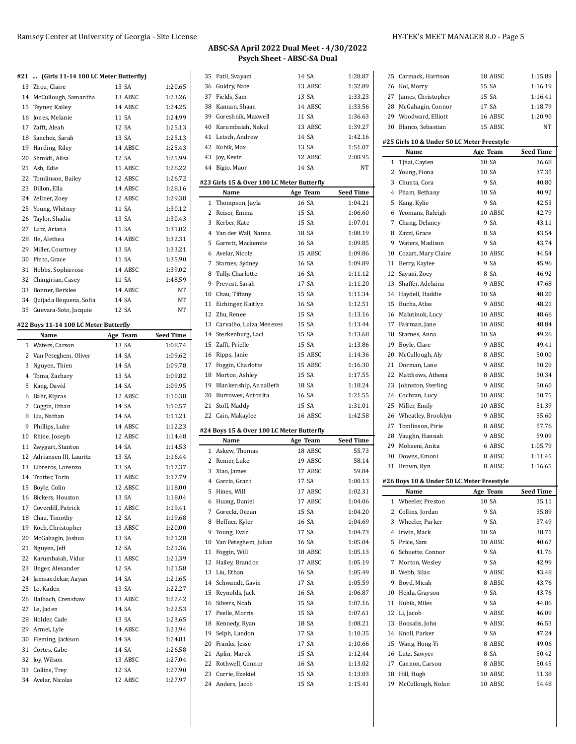## ABSC-SA April 2022 Dual Meet - 4/30/2022
### Psych Sheet - ABSC-SA Dual

#### #21 ... (Girls 11-14 100 LC Meter Butterfly)

| | Name | Age | Team | Seed Time |
|---|---|---|---|---|
| 13 | Zhou, Claire | 13 | SA | 1:20.65 |
| 14 | McCullough, Samantha | 13 | ABSC | 1:23.26 |
| 15 | Teyner, Kailey | 14 | ABSC | 1:24.25 |
| 16 | Jones, Melanie | 11 | SA | 1:24.99 |
| 17 | Zafft, Aleah | 12 | SA | 1:25.13 |
| 18 | Sanchez, Sarah | 13 | SA | 1:25.13 |
| 19 | Harding, Riley | 14 | ABSC | 1:25.43 |
| 20 | Shmidt, Alisa | 12 | SA | 1:25.99 |
| 21 | Ash, Edie | 11 | ABSC | 1:26.22 |
| 22 | Tomlinson, Bailey | 12 | ABSC | 1:26.72 |
| 23 | Dillon, Ella | 14 | ABSC | 1:28.16 |
| 24 | Zellner, Zoey | 12 | ABSC | 1:29.38 |
| 25 | Young, Whitney | 11 | SA | 1:30.12 |
| 26 | Taylor, Shadia | 13 | SA | 1:30.43 |
| 27 | Lutz, Ariana | 11 | SA | 1:31.02 |
| 28 | He, Alethea | 14 | ABSC | 1:32.31 |
| 29 | Miller, Courtney | 13 | SA | 1:33.21 |
| 30 | Pinto, Grace | 11 | SA | 1:35.90 |
| 31 | Hobbs, Sophierose | 14 | ABSC | 1:39.02 |
| 32 | Chingirian, Casey | 11 | SA | 1:48.59 |
| 33 | Bonner, Berklee | 14 | ABSC | NT |
| 34 | Quijada Requena, Sofia | 14 | SA | NT |
| 35 | Guevara-Soto, Jacquie | 12 | SA | NT |

#### #22 Boys 11-14 100 LC Meter Butterfly

| | Name | Age | Team | Seed Time |
|---|---|---|---|---|
| 1 | Waters, Carson | 13 | SA | 1:08.74 |
| 2 | Van Peteghem, Oliver | 14 | SA | 1:09.62 |
| 3 | Nguyen, Thien | 14 | SA | 1:09.78 |
| 4 | Toma, Zachary | 13 | SA | 1:09.82 |
| 5 | Kang, David | 14 | SA | 1:09.95 |
| 6 | Bahr, Kipras | 12 | ABSC | 1:10.38 |
| 7 | Coggin, Ethan | 14 | SA | 1:10.57 |
| 8 | Liu, Nathan | 14 | SA | 1:11.21 |
| 9 | Phillips, Luke | 14 | ABSC | 1:12.23 |
| 10 | Rhine, Joseph | 12 | ABSC | 1:14.48 |
| 11 | Zwygart, Stanton | 14 | SA | 1:14.53 |
| 12 | Adriansen III, Lauritz | 13 | SA | 1:16.44 |
| 13 | Libreros, Lorenzo | 13 | SA | 1:17.37 |
| 14 | Trotter, Torin | 13 | ABSC | 1:17.79 |
| 15 | Boyle, Colin | 12 | ABSC | 1:18.00 |
| 16 | Bickers, Houston | 13 | SA | 1:18.04 |
| 17 | Coverdill, Patrick | 11 | ABSC | 1:19.41 |
| 18 | Chau, Timothy | 12 | SA | 1:19.68 |
| 19 | Koch, Christopher | 13 | ABSC | 1:20.00 |
| 20 | McGahagin, Joshua | 13 | SA | 1:21.28 |
| 21 | Nguyen, Jeff | 12 | SA | 1:21.36 |
| 22 | Karumbaiah, Vidur | 11 | ABSC | 1:21.39 |
| 23 | Unger, Alexander | 12 | SA | 1:21.58 |
| 24 | Jamsandekar, Aayan | 14 | SA | 1:21.65 |
| 25 | Le, Kaden | 13 | SA | 1:22.27 |
| 26 | Halbach, Crenshaw | 13 | ABSC | 1:22.42 |
| 27 | Le, Jaden | 14 | SA | 1:22.53 |
| 28 | Holder, Cade | 13 | SA | 1:23.65 |
| 29 | Armel, Lyle | 14 | ABSC | 1:23.94 |
| 30 | Fleming, Jackson | 14 | SA | 1:24.81 |
| 31 | Cortes, Gabe | 14 | SA | 1:26.58 |
| 32 | Joy, Wilson | 13 | ABSC | 1:27.04 |
| 33 | Collins, Trey | 12 | SA | 1:27.90 |
| 34 | Avelar, Nicolas | 12 | ABSC | 1:27.97 |
| 35 | Patil, Svayam | 14 | SA | 1:28.87 |
| 36 | Guidry, Nate | 13 | ABSC | 1:32.89 |
| 37 | Fields, Sam | 13 | SA | 1:33.23 |
| 38 | Kannan, Shaan | 14 | ABSC | 1:33.56 |
| 39 | Goreshnik, Maxwell | 11 | SA | 1:36.63 |
| 40 | Karumbaiah, Nakul | 13 | ABSC | 1:39.27 |
| 41 | Letsch, Andrew | 14 | SA | 1:42.16 |
| 42 | Kubik, Max | 13 | SA | 1:51.07 |
| 43 | Joy, Kevin | 12 | ABSC | 2:08.95 |
| 44 | Bigio, Maor | 14 | SA | NT |

#### #23 Girls 15 & Over 100 LC Meter Butterfly

| | Name | Age | Team | Seed Time |
|---|---|---|---|---|
| 1 | Thompson, Jayla | 16 | SA | 1:04.21 |
| 2 | Reiser, Emma | 15 | SA | 1:06.60 |
| 3 | Kerber, Kate | 15 | SA | 1:07.01 |
| 4 | Van der Wall, Nanna | 18 | SA | 1:08.19 |
| 5 | Garrett, Mackenzie | 16 | SA | 1:09.85 |
| 6 | Avelar, Nicole | 15 | ABSC | 1:09.86 |
| 7 | Starnes, Sydney | 16 | SA | 1:09.89 |
| 8 | Tully, Charlotte | 16 | SA | 1:11.12 |
| 9 | Prevost, Sarah | 17 | SA | 1:11.20 |
| 10 | Chau, Tiffany | 15 | SA | 1:11.34 |
| 11 | Eichinger, Kaitlyn | 16 | SA | 1:12.51 |
| 12 | Zhu, Renee | 15 | SA | 1:13.16 |
| 13 | Carvalho, Luiza Menezes | 15 | SA | 1:13.44 |
| 14 | Sterkenburg, Laci | 15 | SA | 1:13.68 |
| 15 | Zafft, Prielle | 15 | SA | 1:13.86 |
| 16 | Ripps, Janie | 15 | ABSC | 1:14.36 |
| 17 | Foggin, Charlotte | 15 | ABSC | 1:16.30 |
| 18 | Morton, Ashley | 15 | SA | 1:17.55 |
| 19 | Blankenship, AnnaBeth | 18 | SA | 1:18.24 |
| 20 | Burrowes, Antonita | 16 | SA | 1:21.55 |
| 21 | Stoll, Maddy | 15 | SA | 1:31.01 |
| 22 | Cain, Makaylee | 16 | ABSC | 1:42.58 |

#### #24 Boys 15 & Over 100 LC Meter Butterfly

| | Name | Age | Team | Seed Time |
|---|---|---|---|---|
| 1 | Askew, Thomas | 18 | ABSC | 55.73 |
| 2 | Renier, Luke | 19 | ABSC | 58.14 |
| 3 | Xiao, James | 17 | ABSC | 59.84 |
| 4 | Garcia, Grant | 17 | SA | 1:00.13 |
| 5 | Hines, Will | 17 | ABSC | 1:02.31 |
| 6 | Huang, Daniel | 17 | ABSC | 1:04.06 |
| 7 | Gorecki, Ocean | 15 | SA | 1:04.20 |
| 8 | Heffner, Kyler | 16 | SA | 1:04.69 |
| 9 | Young, Evan | 17 | SA | 1:04.73 |
| 10 | Van Peteghem, Julian | 16 | SA | 1:05.04 |
| 11 | Foggin, Will | 18 | ABSC | 1:05.13 |
| 12 | Hailey, Brandon | 17 | ABSC | 1:05.19 |
| 13 | Liu, Ethan | 16 | SA | 1:05.49 |
| 14 | Schwandt, Gavin | 17 | SA | 1:05.59 |
| 15 | Reynolds, Jack | 16 | SA | 1:06.87 |
| 16 | Silvers, Noah | 15 | SA | 1:07.16 |
| 17 | Peelle, Morris | 15 | SA | 1:07.61 |
| 18 | Kennedy, Ryan | 18 | SA | 1:08.21 |
| 19 | Selph, Landon | 17 | SA | 1:10.35 |
| 20 | Franks, Jesse | 17 | SA | 1:10.66 |
| 21 | Aplin, Marek | 15 | SA | 1:12.44 |
| 22 | Rothwell, Connor | 16 | SA | 1:13.02 |
| 23 | Currie, Ezekiel | 15 | SA | 1:13.03 |
| 24 | Anders, Jacob | 15 | SA | 1:15.41 |
| 25 | Carmack, Harrison | 18 | ABSC | 1:15.89 |
| 26 | Kol, Morry | 15 | SA | 1:16.19 |
| 27 | James, Christopher | 15 | SA | 1:16.41 |
| 28 | McGahagin, Connor | 17 | SA | 1:18.79 |
| 29 | Woodward, Elliott | 16 | ABSC | 1:20.90 |
| 30 | Blanco, Sebastian | 15 | ABSC | NT |

#### #25 Girls 10 & Under 50 LC Meter Freestyle

| | Name | Age | Team | Seed Time |
|---|---|---|---|---|
| 1 | Tjhai, Caylen | 10 | SA | 36.68 |
| 2 | Young, Fiona | 10 | SA | 37.35 |
| 3 | Chunta, Cora | 9 | SA | 40.80 |
| 4 | Pham, Bethany | 10 | SA | 40.92 |
| 5 | Kang, Kylie | 9 | SA | 42.53 |
| 6 | Yeomans, Raleigh | 10 | ABSC | 42.79 |
| 7 | Chang, Delaney | 9 | SA | 43.11 |
| 8 | Zazzi, Grace | 8 | SA | 43.54 |
| 9 | Waters, Madison | 9 | SA | 43.74 |
| 10 | Cozart, Mary Claire | 10 | ABSC | 44.54 |
| 11 | Berry, Kaylee | 9 | SA | 45.96 |
| 12 | Sayani, Zoey | 8 | SA | 46.92 |
| 13 | Shaffer, Adelaina | 9 | ABSC | 47.68 |
| 14 | Haydell, Haddie | 10 | SA | 48.20 |
| 15 | Bucha, Atlas | 9 | ABSC | 48.21 |
| 16 | Malutinok, Lucy | 10 | ABSC | 48.66 |
| 17 | Fairman, Jane | 10 | ABSC | 48.84 |
| 18 | Starnes, Anna | 10 | SA | 49.26 |
| 19 | Boyle, Clare | 9 | ABSC | 49.41 |
| 20 | McCullough, Aly | 8 | ABSC | 50.00 |
| 21 | Dorman, Lane | 9 | ABSC | 50.29 |
| 22 | Matthews, Athena | 8 | ABSC | 50.34 |
| 23 | Johnston, Sterling | 9 | ABSC | 50.60 |
| 24 | Cochran, Lucy | 10 | ABSC | 50.75 |
| 25 | Miller, Emily | 10 | ABSC | 51.39 |
| 26 | Wheatley, Brooklyn | 9 | ABSC | 55.60 |
| 27 | Tomlinson, Pirie | 8 | ABSC | 57.76 |
| 28 | Vaughn, Hannah | 9 | ABSC | 59.09 |
| 29 | Mohseni, Anita | 6 | ABSC | 1:05.79 |
| 30 | Downs, Emoni | 8 | ABSC | 1:11.45 |
| 31 | Brown, Ryn | 8 | ABSC | 1:16.65 |

#### #26 Boys 10 & Under 50 LC Meter Freestyle

| | Name | Age | Team | Seed Time |
|---|---|---|---|---|
| 1 | Wheeler, Preston | 10 | SA | 35.11 |
| 2 | Collins, Jordan | 9 | SA | 35.89 |
| 3 | Wheeler, Parker | 9 | SA | 37.49 |
| 4 | Irwin, Mack | 10 | SA | 38.71 |
| 5 | Price, Sam | 10 | ABSC | 40.67 |
| 6 | Schuette, Connor | 9 | SA | 41.76 |
| 7 | Morton, Wesley | 9 | SA | 42.99 |
| 8 | Webb, Silas | 9 | ABSC | 43.48 |
| 9 | Boyd, Micah | 8 | ABSC | 43.76 |
| 10 | Hejda, Grayson | 9 | SA | 43.76 |
| 11 | Kubik, Miles | 9 | SA | 44.86 |
| 12 | Li, Jacob | 9 | ABSC | 46.09 |
| 13 | Boosalis, John | 9 | ABSC | 46.53 |
| 14 | Knoll, Parker | 9 | SA | 47.24 |
| 15 | Wang, Hong-Yi | 8 | ABSC | 49.06 |
| 16 | Lutz, Sawyer | 8 | SA | 50.42 |
| 17 | Cannon, Carson | 8 | ABSC | 50.45 |
| 18 | Hill, Hugh | 10 | ABSC | 51.38 |
| 19 | McCullough, Nolan | 10 | ABSC | 54.48 |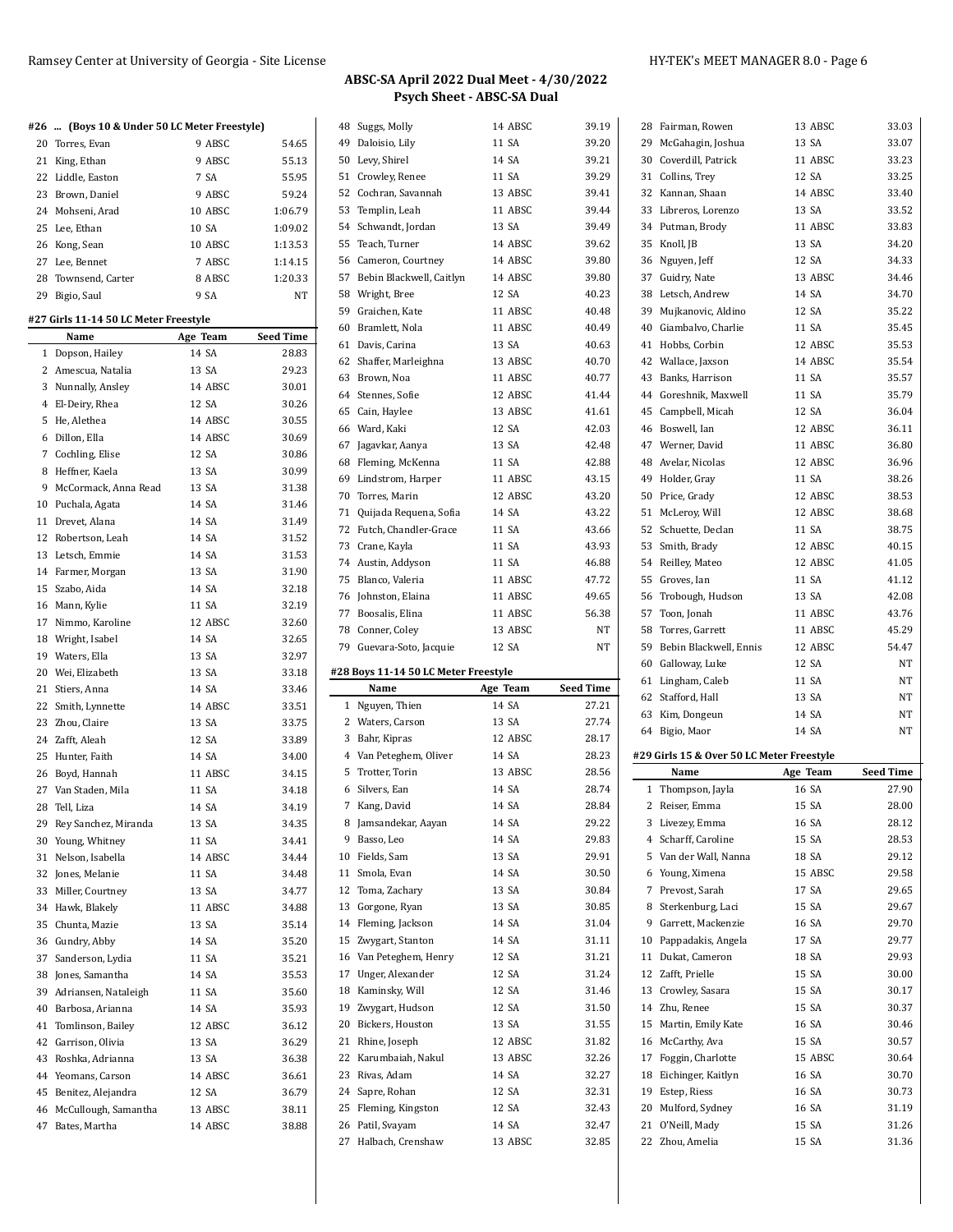## ABSC-SA April 2022 Dual Meet - 4/30/2022
### Psych Sheet - ABSC-SA Dual

**#26 ... (Boys 10 & Under 50 LC Meter Freestyle)**

| | Name | Age | Team | Seed Time |
|---|---|---|---|---|
| 20 | Torres, Evan | 9 | ABSC | 54.65 |
| 21 | King, Ethan | 9 | ABSC | 55.13 |
| 22 | Liddle, Easton | 7 | SA | 55.95 |
| 23 | Brown, Daniel | 9 | ABSC | 59.24 |
| 24 | Mohseni, Arad | 10 | ABSC | 1:06.79 |
| 25 | Lee, Ethan | 10 | SA | 1:09.02 |
| 26 | Kong, Sean | 10 | ABSC | 1:13.53 |
| 27 | Lee, Bennet | 7 | ABSC | 1:14.15 |
| 28 | Townsend, Carter | 8 | ABSC | 1:20.33 |
| 29 | Bigio, Saul | 9 | SA | NT |

**#27 Girls 11-14 50 LC Meter Freestyle**

| | Name | Age | Team | Seed Time |
|---|---|---|---|---|
| 1 | Dopson, Hailey | 14 | SA | 28.83 |
| 2 | Amescua, Natalia | 13 | SA | 29.23 |
| 3 | Nunnally, Ansley | 14 | ABSC | 30.01 |
| 4 | El-Deiry, Rhea | 12 | SA | 30.26 |
| 5 | He, Alethea | 14 | ABSC | 30.55 |
| 6 | Dillon, Ella | 14 | ABSC | 30.69 |
| 7 | Cochling, Elise | 12 | SA | 30.86 |
| 8 | Heffner, Kaela | 13 | SA | 30.99 |
| 9 | McCormack, Anna Read | 13 | SA | 31.38 |
| 10 | Puchala, Agata | 14 | SA | 31.46 |
| 11 | Drevet, Alana | 14 | SA | 31.49 |
| 12 | Robertson, Leah | 14 | SA | 31.52 |
| 13 | Letsch, Emmie | 14 | SA | 31.53 |
| 14 | Farmer, Morgan | 13 | SA | 31.90 |
| 15 | Szabo, Aida | 14 | SA | 32.18 |
| 16 | Mann, Kylie | 11 | SA | 32.19 |
| 17 | Nimmo, Karoline | 12 | ABSC | 32.60 |
| 18 | Wright, Isabel | 14 | SA | 32.65 |
| 19 | Waters, Ella | 13 | SA | 32.97 |
| 20 | Wei, Elizabeth | 13 | SA | 33.18 |
| 21 | Stiers, Anna | 14 | SA | 33.46 |
| 22 | Smith, Lynnette | 14 | ABSC | 33.51 |
| 23 | Zhou, Claire | 13 | SA | 33.75 |
| 24 | Zafft, Aleah | 12 | SA | 33.89 |
| 25 | Hunter, Faith | 14 | SA | 34.00 |
| 26 | Boyd, Hannah | 11 | ABSC | 34.15 |
| 27 | Van Staden, Mila | 11 | SA | 34.18 |
| 28 | Tell, Liza | 14 | SA | 34.19 |
| 29 | Rey Sanchez, Miranda | 13 | SA | 34.35 |
| 30 | Young, Whitney | 11 | SA | 34.41 |
| 31 | Nelson, Isabella | 14 | ABSC | 34.44 |
| 32 | Jones, Melanie | 11 | SA | 34.48 |
| 33 | Miller, Courtney | 13 | SA | 34.77 |
| 34 | Hawk, Blakely | 11 | ABSC | 34.88 |
| 35 | Chunta, Mazie | 13 | SA | 35.14 |
| 36 | Gundry, Abby | 14 | SA | 35.20 |
| 37 | Sanderson, Lydia | 11 | SA | 35.21 |
| 38 | Jones, Samantha | 14 | SA | 35.53 |
| 39 | Adriansen, Nataleigh | 11 | SA | 35.60 |
| 40 | Barbosa, Arianna | 14 | SA | 35.93 |
| 41 | Tomlinson, Bailey | 12 | ABSC | 36.12 |
| 42 | Garrison, Olivia | 13 | SA | 36.29 |
| 43 | Roshka, Adrianna | 13 | SA | 36.38 |
| 44 | Yeomans, Carson | 14 | ABSC | 36.61 |
| 45 | Benitez, Alejandra | 12 | SA | 36.79 |
| 46 | McCullough, Samantha | 13 | ABSC | 38.11 |
| 47 | Bates, Martha | 14 | ABSC | 38.88 |
| 48 | Suggs, Molly | 14 | ABSC | 39.19 |
| 49 | Daloisio, Lily | 11 | SA | 39.20 |
| 50 | Levy, Shirel | 14 | SA | 39.21 |
| 51 | Crowley, Renee | 11 | SA | 39.29 |
| 52 | Cochran, Savannah | 13 | ABSC | 39.41 |
| 53 | Templin, Leah | 11 | ABSC | 39.44 |
| 54 | Schwandt, Jordan | 13 | SA | 39.49 |
| 55 | Teach, Turner | 14 | ABSC | 39.62 |
| 56 | Cameron, Courtney | 14 | ABSC | 39.80 |
| 57 | Bebin Blackwell, Caitlyn | 14 | ABSC | 39.80 |
| 58 | Wright, Bree | 12 | SA | 40.23 |
| 59 | Graichen, Kate | 11 | ABSC | 40.48 |
| 60 | Bramlett, Nola | 11 | ABSC | 40.49 |
| 61 | Davis, Carina | 13 | SA | 40.63 |
| 62 | Shaffer, Marleighna | 13 | ABSC | 40.70 |
| 63 | Brown, Noa | 11 | ABSC | 40.77 |
| 64 | Stennes, Sofie | 12 | ABSC | 41.44 |
| 65 | Cain, Haylee | 13 | ABSC | 41.61 |
| 66 | Ward, Kaki | 12 | SA | 42.03 |
| 67 | Jagavkar, Aanya | 13 | SA | 42.48 |
| 68 | Fleming, McKenna | 11 | SA | 42.88 |
| 69 | Lindstrom, Harper | 11 | ABSC | 43.15 |
| 70 | Torres, Marin | 12 | ABSC | 43.20 |
| 71 | Quijada Requena, Sofia | 14 | SA | 43.22 |
| 72 | Futch, Chandler-Grace | 11 | SA | 43.66 |
| 73 | Crane, Kayla | 11 | SA | 43.93 |
| 74 | Austin, Addyson | 11 | SA | 46.88 |
| 75 | Blanco, Valeria | 11 | ABSC | 47.72 |
| 76 | Johnston, Elaina | 11 | ABSC | 49.65 |
| 77 | Boosalis, Elina | 11 | ABSC | 56.38 |
| 78 | Conner, Coley | 13 | ABSC | NT |
| 79 | Guevara-Soto, Jacquie | 12 | SA | NT |

**#28 Boys 11-14 50 LC Meter Freestyle**

| | Name | Age | Team | Seed Time |
|---|---|---|---|---|
| 1 | Nguyen, Thien | 14 | SA | 27.21 |
| 2 | Waters, Carson | 13 | SA | 27.74 |
| 3 | Bahr, Kipras | 12 | ABSC | 28.17 |
| 4 | Van Peteghem, Oliver | 14 | SA | 28.23 |
| 5 | Trotter, Torin | 13 | ABSC | 28.56 |
| 6 | Silvers, Ean | 14 | SA | 28.74 |
| 7 | Kang, David | 14 | SA | 28.84 |
| 8 | Jamsandekar, Aayan | 14 | SA | 29.22 |
| 9 | Basso, Leo | 14 | SA | 29.83 |
| 10 | Fields, Sam | 13 | SA | 29.91 |
| 11 | Smola, Evan | 14 | SA | 30.50 |
| 12 | Toma, Zachary | 13 | SA | 30.84 |
| 13 | Gorgone, Ryan | 13 | SA | 30.85 |
| 14 | Fleming, Jackson | 14 | SA | 31.04 |
| 15 | Zwygart, Stanton | 14 | SA | 31.11 |
| 16 | Van Peteghem, Henry | 12 | SA | 31.21 |
| 17 | Unger, Alexander | 12 | SA | 31.24 |
| 18 | Kaminsky, Will | 12 | SA | 31.46 |
| 19 | Zwygart, Hudson | 12 | SA | 31.50 |
| 20 | Bickers, Houston | 13 | SA | 31.55 |
| 21 | Rhine, Joseph | 12 | ABSC | 31.82 |
| 22 | Karumbaiah, Nakul | 13 | ABSC | 32.26 |
| 23 | Rivas, Adam | 14 | SA | 32.27 |
| 24 | Sapre, Rohan | 12 | SA | 32.31 |
| 25 | Fleming, Kingston | 12 | SA | 32.43 |
| 26 | Patil, Svayam | 14 | SA | 32.47 |
| 27 | Halbach, Crenshaw | 13 | ABSC | 32.85 |
| 28 | Fairman, Rowen | 13 | ABSC | 33.03 |
| 29 | McGahagin, Joshua | 13 | SA | 33.07 |
| 30 | Coverdill, Patrick | 11 | ABSC | 33.23 |
| 31 | Collins, Trey | 12 | SA | 33.25 |
| 32 | Kannan, Shaan | 14 | ABSC | 33.40 |
| 33 | Libreros, Lorenzo | 13 | SA | 33.52 |
| 34 | Putman, Brody | 11 | ABSC | 33.83 |
| 35 | Knoll, JB | 13 | SA | 34.20 |
| 36 | Nguyen, Jeff | 12 | SA | 34.33 |
| 37 | Guidry, Nate | 13 | ABSC | 34.46 |
| 38 | Letsch, Andrew | 14 | SA | 34.70 |
| 39 | Mujkanovic, Aldino | 12 | SA | 35.22 |
| 40 | Giambalvo, Charlie | 11 | SA | 35.45 |
| 41 | Hobbs, Corbin | 12 | ABSC | 35.53 |
| 42 | Wallace, Jaxson | 14 | ABSC | 35.54 |
| 43 | Banks, Harrison | 11 | SA | 35.57 |
| 44 | Goreshnik, Maxwell | 11 | SA | 35.79 |
| 45 | Campbell, Micah | 12 | SA | 36.04 |
| 46 | Boswell, Ian | 12 | ABSC | 36.11 |
| 47 | Werner, David | 11 | ABSC | 36.80 |
| 48 | Avelar, Nicolas | 12 | ABSC | 36.96 |
| 49 | Holder, Gray | 11 | SA | 38.26 |
| 50 | Price, Grady | 12 | ABSC | 38.53 |
| 51 | McLeroy, Will | 12 | ABSC | 38.68 |
| 52 | Schuette, Declan | 11 | SA | 38.75 |
| 53 | Smith, Brady | 12 | ABSC | 40.15 |
| 54 | Reilley, Mateo | 12 | ABSC | 41.05 |
| 55 | Groves, Ian | 11 | SA | 41.12 |
| 56 | Trobough, Hudson | 13 | SA | 42.08 |
| 57 | Toon, Jonah | 11 | ABSC | 43.76 |
| 58 | Torres, Garrett | 11 | ABSC | 45.29 |
| 59 | Bebin Blackwell, Ennis | 12 | ABSC | 54.47 |
| 60 | Galloway, Luke | 12 | SA | NT |
| 61 | Lingham, Caleb | 11 | SA | NT |
| 62 | Stafford, Hall | 13 | SA | NT |
| 63 | Kim, Dongeun | 14 | SA | NT |
| 64 | Bigio, Maor | 14 | SA | NT |

**#29 Girls 15 & Over 50 LC Meter Freestyle**

| | Name | Age | Team | Seed Time |
|---|---|---|---|---|
| 1 | Thompson, Jayla | 16 | SA | 27.90 |
| 2 | Reiser, Emma | 15 | SA | 28.00 |
| 3 | Livezey, Emma | 16 | SA | 28.12 |
| 4 | Scharff, Caroline | 15 | SA | 28.53 |
| 5 | Van der Wall, Nanna | 18 | SA | 29.12 |
| 6 | Young, Ximena | 15 | ABSC | 29.58 |
| 7 | Prevost, Sarah | 17 | SA | 29.65 |
| 8 | Sterkenburg, Laci | 15 | SA | 29.67 |
| 9 | Garrett, Mackenzie | 16 | SA | 29.70 |
| 10 | Pappadakis, Angela | 17 | SA | 29.77 |
| 11 | Dukat, Cameron | 18 | SA | 29.93 |
| 12 | Zafft, Prielle | 15 | SA | 30.00 |
| 13 | Crowley, Sasara | 15 | SA | 30.17 |
| 14 | Zhu, Renee | 15 | SA | 30.37 |
| 15 | Martin, Emily Kate | 16 | SA | 30.46 |
| 16 | McCarthy, Ava | 15 | SA | 30.57 |
| 17 | Foggin, Charlotte | 15 | ABSC | 30.64 |
| 18 | Eichinger, Kaitlyn | 16 | SA | 30.70 |
| 19 | Estep, Riess | 16 | SA | 30.73 |
| 20 | Mulford, Sydney | 16 | SA | 31.19 |
| 21 | O'Neill, Mady | 15 | SA | 31.26 |
| 22 | Zhou, Amelia | 15 | SA | 31.36 |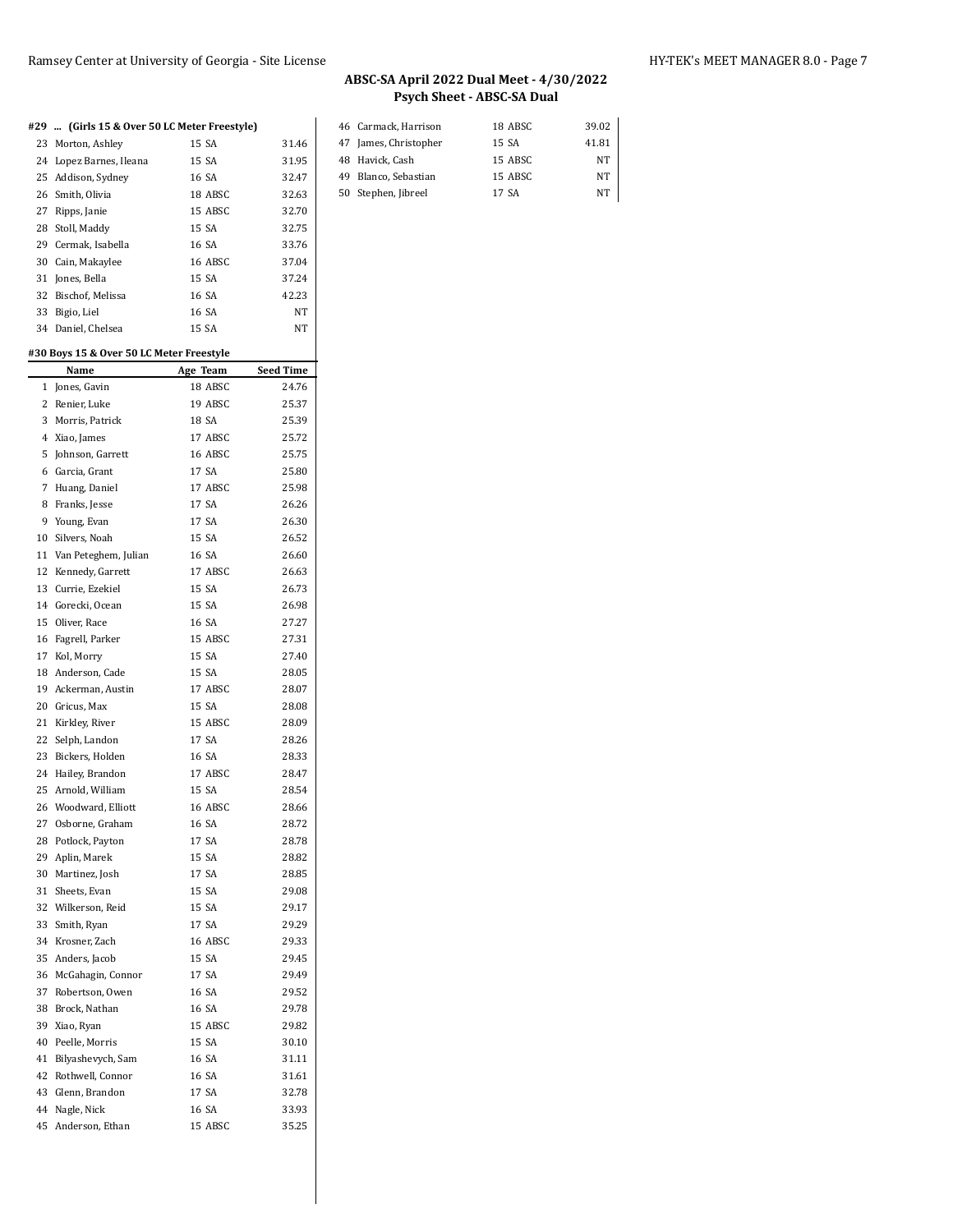## ABSC-SA April 2022 Dual Meet - 4/30/2022
### Psych Sheet - ABSC-SA Dual

#### #29 ... (Girls 15 & Over 50 LC Meter Freestyle)

| | | | |
|---|---|---|---|
| 23 | Morton, Ashley | 15 SA | 31.46 |
| 24 | Lopez Barnes, Ileana | 15 SA | 31.95 |
| 25 | Addison, Sydney | 16 SA | 32.47 |
| 26 | Smith, Olivia | 18 ABSC | 32.63 |
| 27 | Ripps, Janie | 15 ABSC | 32.70 |
| 28 | Stoll, Maddy | 15 SA | 32.75 |
| 29 | Cermak, Isabella | 16 SA | 33.76 |
| 30 | Cain, Makaylee | 16 ABSC | 37.04 |
| 31 | Jones, Bella | 15 SA | 37.24 |
| 32 | Bischof, Melissa | 16 SA | 42.23 |
| 33 | Bigio, Liel | 16 SA | NT |
| 34 | Daniel, Chelsea | 15 SA | NT |

#### #30 Boys 15 & Over 50 LC Meter Freestyle

| | Name | Age Team | Seed Time |
|---|---|---|---|
| 1 | Jones, Gavin | 18 ABSC | 24.76 |
| 2 | Renier, Luke | 19 ABSC | 25.37 |
| 3 | Morris, Patrick | 18 SA | 25.39 |
| 4 | Xiao, James | 17 ABSC | 25.72 |
| 5 | Johnson, Garrett | 16 ABSC | 25.75 |
| 6 | Garcia, Grant | 17 SA | 25.80 |
| 7 | Huang, Daniel | 17 ABSC | 25.98 |
| 8 | Franks, Jesse | 17 SA | 26.26 |
| 9 | Young, Evan | 17 SA | 26.30 |
| 10 | Silvers, Noah | 15 SA | 26.52 |
| 11 | Van Peteghem, Julian | 16 SA | 26.60 |
| 12 | Kennedy, Garrett | 17 ABSC | 26.63 |
| 13 | Currie, Ezekiel | 15 SA | 26.73 |
| 14 | Gorecki, Ocean | 15 SA | 26.98 |
| 15 | Oliver, Race | 16 SA | 27.27 |
| 16 | Fagrell, Parker | 15 ABSC | 27.31 |
| 17 | Kol, Morry | 15 SA | 27.40 |
| 18 | Anderson, Cade | 15 SA | 28.05 |
| 19 | Ackerman, Austin | 17 ABSC | 28.07 |
| 20 | Gricus, Max | 15 SA | 28.08 |
| 21 | Kirkley, River | 15 ABSC | 28.09 |
| 22 | Selph, Landon | 17 SA | 28.26 |
| 23 | Bickers, Holden | 16 SA | 28.33 |
| 24 | Hailey, Brandon | 17 ABSC | 28.47 |
| 25 | Arnold, William | 15 SA | 28.54 |
| 26 | Woodward, Elliott | 16 ABSC | 28.66 |
| 27 | Osborne, Graham | 16 SA | 28.72 |
| 28 | Potlock, Payton | 17 SA | 28.78 |
| 29 | Aplin, Marek | 15 SA | 28.82 |
| 30 | Martinez, Josh | 17 SA | 28.85 |
| 31 | Sheets, Evan | 15 SA | 29.08 |
| 32 | Wilkerson, Reid | 15 SA | 29.17 |
| 33 | Smith, Ryan | 17 SA | 29.29 |
| 34 | Krosner, Zach | 16 ABSC | 29.33 |
| 35 | Anders, Jacob | 15 SA | 29.45 |
| 36 | McGahagin, Connor | 17 SA | 29.49 |
| 37 | Robertson, Owen | 16 SA | 29.52 |
| 38 | Brock, Nathan | 16 SA | 29.78 |
| 39 | Xiao, Ryan | 15 ABSC | 29.82 |
| 40 | Peelle, Morris | 15 SA | 30.10 |
| 41 | Bilyashevych, Sam | 16 SA | 31.11 |
| 42 | Rothwell, Connor | 16 SA | 31.61 |
| 43 | Glenn, Brandon | 17 SA | 32.78 |
| 44 | Nagle, Nick | 16 SA | 33.93 |
| 45 | Anderson, Ethan | 15 ABSC | 35.25 |
| 46 | Carmack, Harrison | 18 ABSC | 39.02 |
| 47 | James, Christopher | 15 SA | 41.81 |
| 48 | Havick, Cash | 15 ABSC | NT |
| 49 | Blanco, Sebastian | 15 ABSC | NT |
| 50 | Stephen, Jibreel | 17 SA | NT |